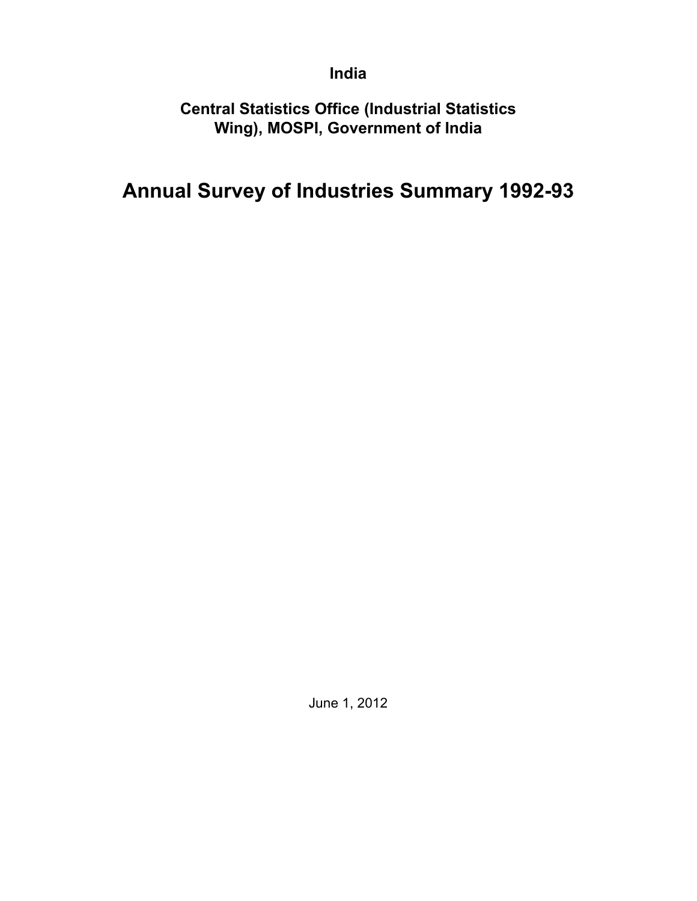**India**

**Central Statistics Office (Industrial Statistics Wing), MOSPI, Government of India**

# Annual Survey of Industries Summary 1992-93

June 1, 2012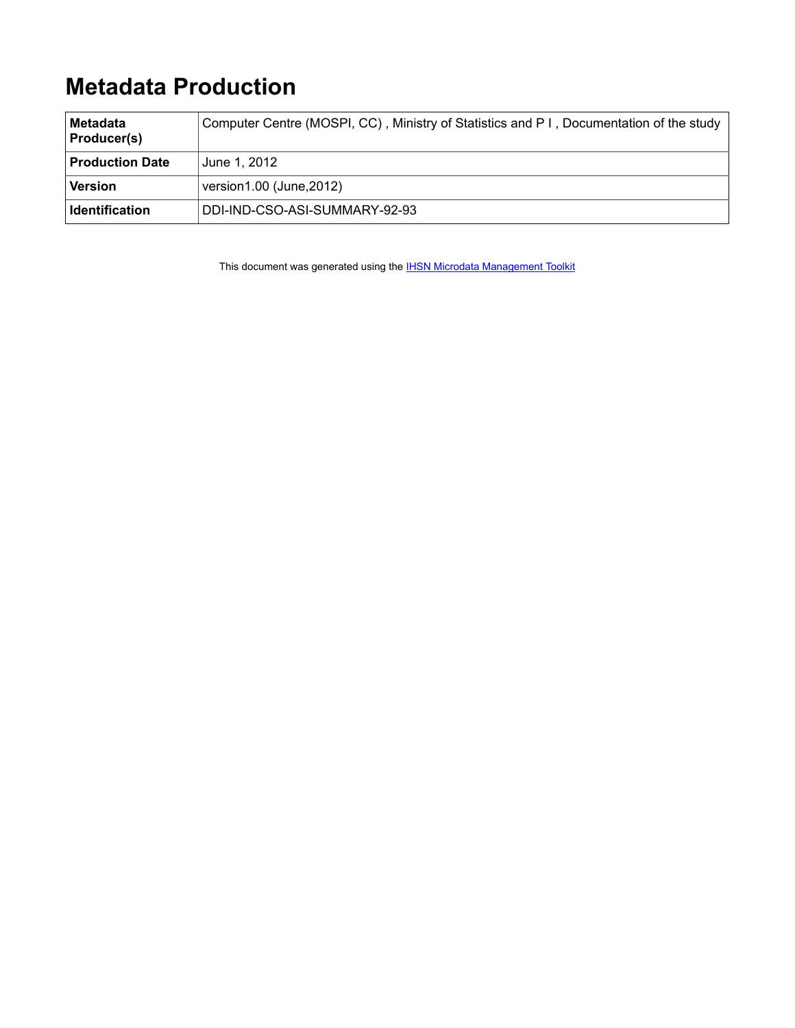# Metadata Production

| | |
|---|---|
| **Metadata Producer(s)** | Computer Centre (MOSPI, CC) , Ministry of Statistics and P I , Documentation of the study |
| **Production Date** | June 1, 2012 |
| **Version** | version1.00 (June,2012) |
| **Identification** | DDI-IND-CSO-ASI-SUMMARY-92-93 |

This document was generated using the [IHSN Microdata Management Toolkit]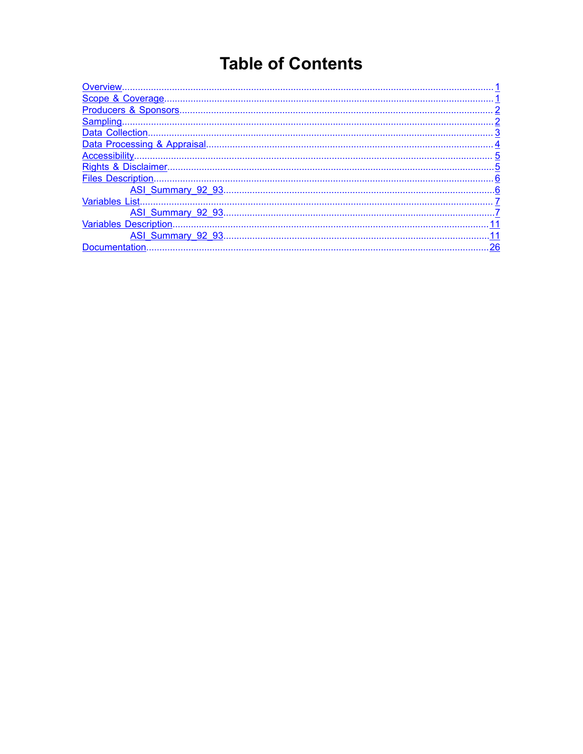# Table of Contents

- Overview ... 1
- Scope & Coverage ... 1
- Producers & Sponsors ... 2
- Sampling ... 2
- Data Collection ... 3
- Data Processing & Appraisal ... 4
- Accessibility ... 5
- Rights & Disclaimer ... 5
- Files Description ... 6
  - ASI_Summary_92_93 ... 6
- Variables List ... 7
  - ASI_Summary_92_93 ... 7
- Variables Description ... 11
  - ASI_Summary_92_93 ... 11
- Documentation ... 26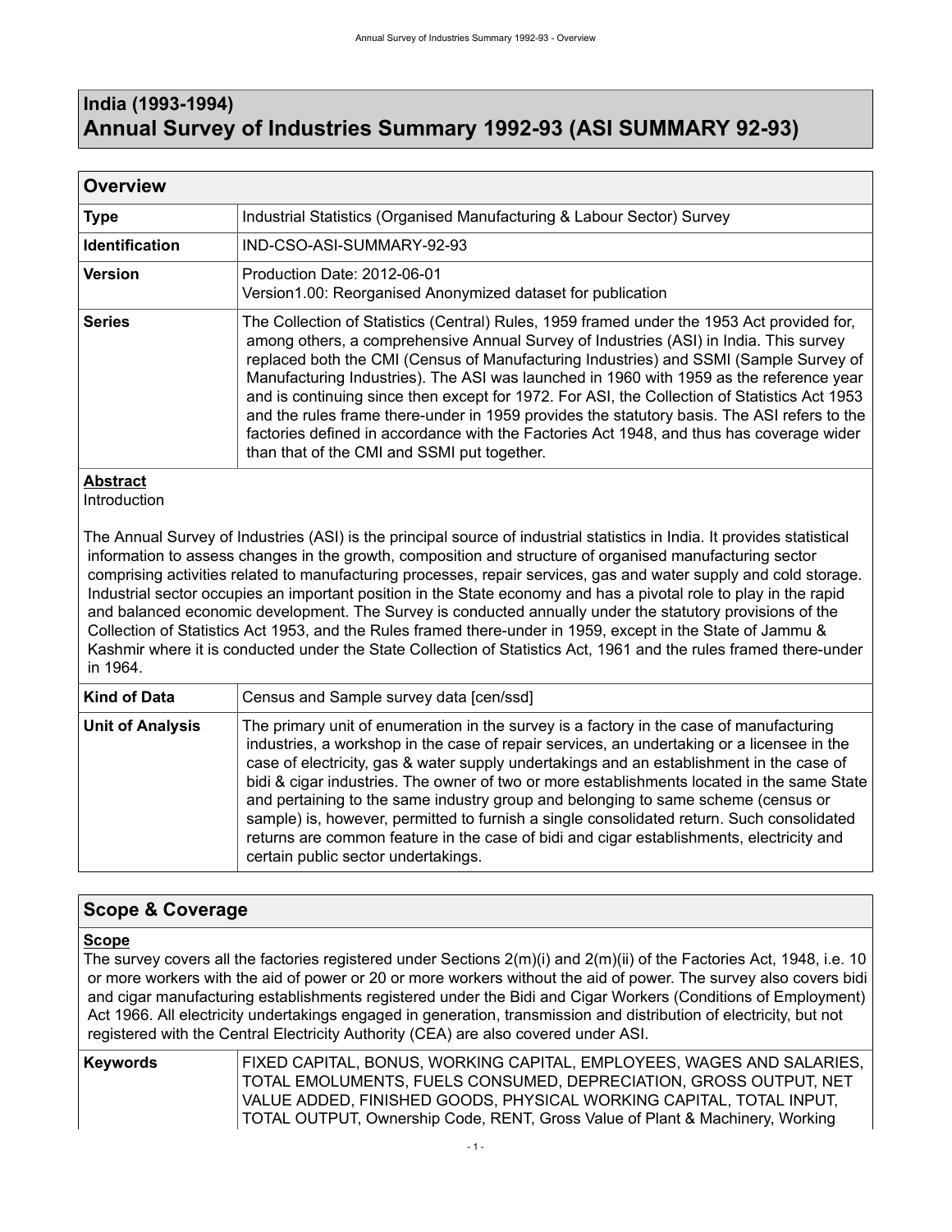# India (1993-1994)
# Annual Survey of Industries Summary 1992-93 (ASI SUMMARY 92-93)

## Overview

| | |
|---|---|
| **Type** | Industrial Statistics (Organised Manufacturing & Labour Sector) Survey |
| **Identification** | IND-CSO-ASI-SUMMARY-92-93 |
| **Version** | Production Date: 2012-06-01<br>Version1.00: Reorganised Anonymized dataset for publication |
| **Series** | The Collection of Statistics (Central) Rules, 1959 framed under the 1953 Act provided for, among others, a comprehensive Annual Survey of Industries (ASI) in India. This survey replaced both the CMI (Census of Manufacturing Industries) and SSMI (Sample Survey of Manufacturing Industries). The ASI was launched in 1960 with 1959 as the reference year and is continuing since then except for 1972. For ASI, the Collection of Statistics Act 1953 and the rules frame there-under in 1959 provides the statutory basis. The ASI refers to the factories defined in accordance with the Factories Act 1948, and thus has coverage wider than that of the CMI and SSMI put together. |

**Abstract**

Introduction

The Annual Survey of Industries (ASI) is the principal source of industrial statistics in India. It provides statistical information to assess changes in the growth, composition and structure of organised manufacturing sector comprising activities related to manufacturing processes, repair services, gas and water supply and cold storage. Industrial sector occupies an important position in the State economy and has a pivotal role to play in the rapid and balanced economic development. The Survey is conducted annually under the statutory provisions of the Collection of Statistics Act 1953, and the Rules framed there-under in 1959, except in the State of Jammu & Kashmir where it is conducted under the State Collection of Statistics Act, 1961 and the rules framed there-under in 1964.

| | |
|---|---|
| **Kind of Data** | Census and Sample survey data [cen/ssd] |
| **Unit of Analysis** | The primary unit of enumeration in the survey is a factory in the case of manufacturing industries, a workshop in the case of repair services, an undertaking or a licensee in the case of electricity, gas & water supply undertakings and an establishment in the case of bidi & cigar industries. The owner of two or more establishments located in the same State and pertaining to the same industry group and belonging to same scheme (census or sample) is, however, permitted to furnish a single consolidated return. Such consolidated returns are common feature in the case of bidi and cigar establishments, electricity and certain public sector undertakings. |

## Scope & Coverage

**Scope**

The survey covers all the factories registered under Sections 2(m)(i) and 2(m)(ii) of the Factories Act, 1948, i.e. 10 or more workers with the aid of power or 20 or more workers without the aid of power. The survey also covers bidi and cigar manufacturing establishments registered under the Bidi and Cigar Workers (Conditions of Employment) Act 1966. All electricity undertakings engaged in generation, transmission and distribution of electricity, but not registered with the Central Electricity Authority (CEA) are also covered under ASI.

| | |
|---|---|
| **Keywords** | FIXED CAPITAL, BONUS, WORKING CAPITAL, EMPLOYEES, WAGES AND SALARIES, TOTAL EMOLUMENTS, FUELS CONSUMED, DEPRECIATION, GROSS OUTPUT, NET VALUE ADDED, FINISHED GOODS, PHYSICAL WORKING CAPITAL, TOTAL INPUT, TOTAL OUTPUT, Ownership Code, RENT, Gross Value of Plant & Machinery, Working |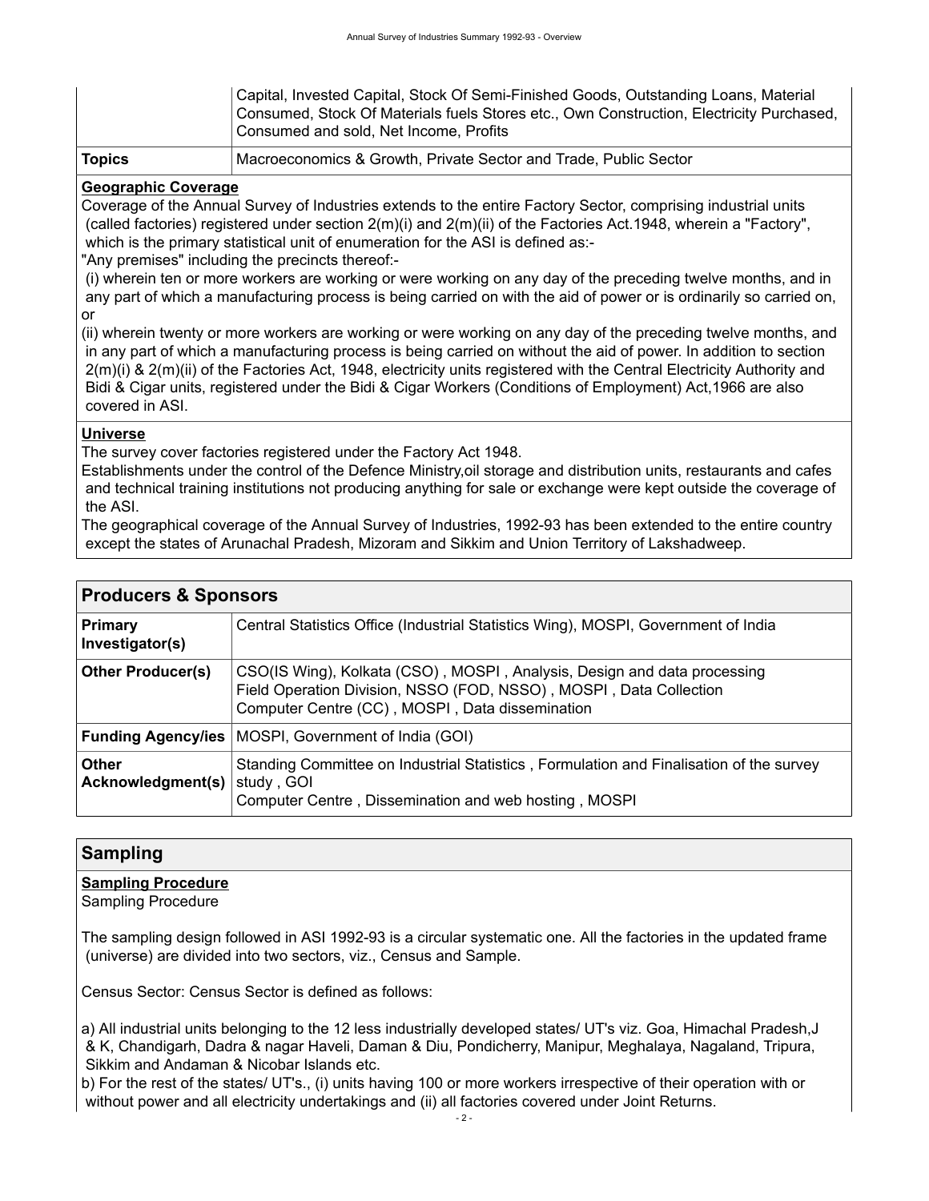| | |
|---|---|
| | Capital, Invested Capital, Stock Of Semi-Finished Goods, Outstanding Loans, Material Consumed, Stock Of Materials fuels Stores etc., Own Construction, Electricity Purchased, Consumed and sold, Net Income, Profits |
| **Topics** | Macroeconomics & Growth, Private Sector and Trade, Public Sector |

**Geographic Coverage**

Coverage of the Annual Survey of Industries extends to the entire Factory Sector, comprising industrial units (called factories) registered under section 2(m)(i) and 2(m)(ii) of the Factories Act.1948, wherein a "Factory", which is the primary statistical unit of enumeration for the ASI is defined as:-

"Any premises" including the precincts thereof:-

(i) wherein ten or more workers are working or were working on any day of the preceding twelve months, and in any part of which a manufacturing process is being carried on with the aid of power or is ordinarily so carried on, or

(ii) wherein twenty or more workers are working or were working on any day of the preceding twelve months, and in any part of which a manufacturing process is being carried on without the aid of power. In addition to section 2(m)(i) & 2(m)(ii) of the Factories Act, 1948, electricity units registered with the Central Electricity Authority and Bidi & Cigar units, registered under the Bidi & Cigar Workers (Conditions of Employment) Act,1966 are also covered in ASI.

**Universe**

The survey cover factories registered under the Factory Act 1948.

Establishments under the control of the Defence Ministry,oil storage and distribution units, restaurants and cafes and technical training institutions not producing anything for sale or exchange were kept outside the coverage of the ASI.

The geographical coverage of the Annual Survey of Industries, 1992-93 has been extended to the entire country except the states of Arunachal Pradesh, Mizoram and Sikkim and Union Territory of Lakshadweep.

## Producers & Sponsors

| | |
|---|---|
| **Primary Investigator(s)** | Central Statistics Office (Industrial Statistics Wing), MOSPI, Government of India |
| **Other Producer(s)** | CSO(IS Wing), Kolkata (CSO) , MOSPI , Analysis, Design and data processing<br>Field Operation Division, NSSO (FOD, NSSO) , MOSPI , Data Collection<br>Computer Centre (CC) , MOSPI , Data dissemination |
| **Funding Agency/ies** | MOSPI, Government of India (GOI) |
| **Other Acknowledgment(s)** | Standing Committee on Industrial Statistics , Formulation and Finalisation of the survey study , GOI<br>Computer Centre , Dissemination and web hosting , MOSPI |

## Sampling

**Sampling Procedure**

Sampling Procedure

The sampling design followed in ASI 1992-93 is a circular systematic one. All the factories in the updated frame (universe) are divided into two sectors, viz., Census and Sample.

Census Sector: Census Sector is defined as follows:

a) All industrial units belonging to the 12 less industrially developed states/ UT's viz. Goa, Himachal Pradesh,J & K, Chandigarh, Dadra & nagar Haveli, Daman & Diu, Pondicherry, Manipur, Meghalaya, Nagaland, Tripura, Sikkim and Andaman & Nicobar Islands etc.

b) For the rest of the states/ UT's., (i) units having 100 or more workers irrespective of their operation with or without power and all electricity undertakings and (ii) all factories covered under Joint Returns.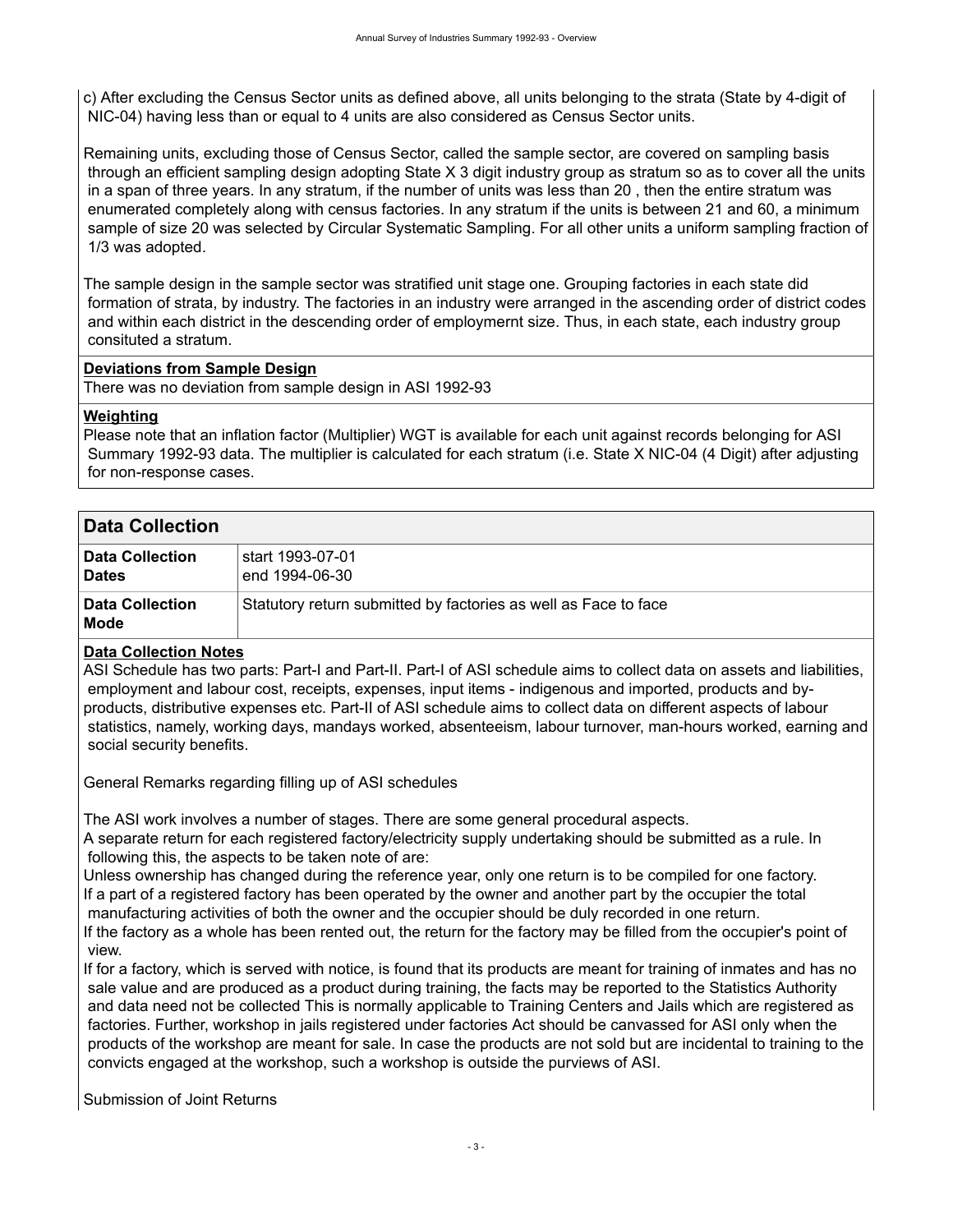c) After excluding the Census Sector units as defined above, all units belonging to the strata (State by 4-digit of NIC-04) having less than or equal to 4 units are also considered as Census Sector units.

Remaining units, excluding those of Census Sector, called the sample sector, are covered on sampling basis through an efficient sampling design adopting State X 3 digit industry group as stratum so as to cover all the units in a span of three years. In any stratum, if the number of units was less than 20 , then the entire stratum was enumerated completely along with census factories. In any stratum if the units is between 21 and 60, a minimum sample of size 20 was selected by Circular Systematic Sampling. For all other units a uniform sampling fraction of 1/3 was adopted.

The sample design in the sample sector was stratified unit stage one. Grouping factories in each state did formation of strata, by industry. The factories in an industry were arranged in the ascending order of district codes and within each district in the descending order of employmernt size. Thus, in each state, each industry group consituted a stratum.

**Deviations from Sample Design**

There was no deviation from sample design in ASI 1992-93

**Weighting**

Please note that an inflation factor (Multiplier) WGT is available for each unit against records belonging for ASI Summary 1992-93 data. The multiplier is calculated for each stratum (i.e. State X NIC-04 (4 Digit) after adjusting for non-response cases.

## Data Collection

| | |
|---|---|
| **Data Collection Dates** | start 1993-07-01<br>end 1994-06-30 |
| **Data Collection Mode** | Statutory return submitted by factories as well as Face to face |

**Data Collection Notes**

ASI Schedule has two parts: Part-I and Part-II. Part-I of ASI schedule aims to collect data on assets and liabilities, employment and labour cost, receipts, expenses, input items - indigenous and imported, products and by-products, distributive expenses etc. Part-II of ASI schedule aims to collect data on different aspects of labour statistics, namely, working days, mandays worked, absenteeism, labour turnover, man-hours worked, earning and social security benefits.

General Remarks regarding filling up of ASI schedules

The ASI work involves a number of stages. There are some general procedural aspects.
A separate return for each registered factory/electricity supply undertaking should be submitted as a rule. In following this, the aspects to be taken note of are:
Unless ownership has changed during the reference year, only one return is to be compiled for one factory.
If a part of a registered factory has been operated by the owner and another part by the occupier the total manufacturing activities of both the owner and the occupier should be duly recorded in one return.
If the factory as a whole has been rented out, the return for the factory may be filled from the occupier's point of view.
If for a factory, which is served with notice, is found that its products are meant for training of inmates and has no sale value and are produced as a product during training, the facts may be reported to the Statistics Authority and data need not be collected This is normally applicable to Training Centers and Jails which are registered as factories. Further, workshop in jails registered under factories Act should be canvassed for ASI only when the products of the workshop are meant for sale. In case the products are not sold but are incidental to training to the convicts engaged at the workshop, such a workshop is outside the purviews of ASI.

Submission of Joint Returns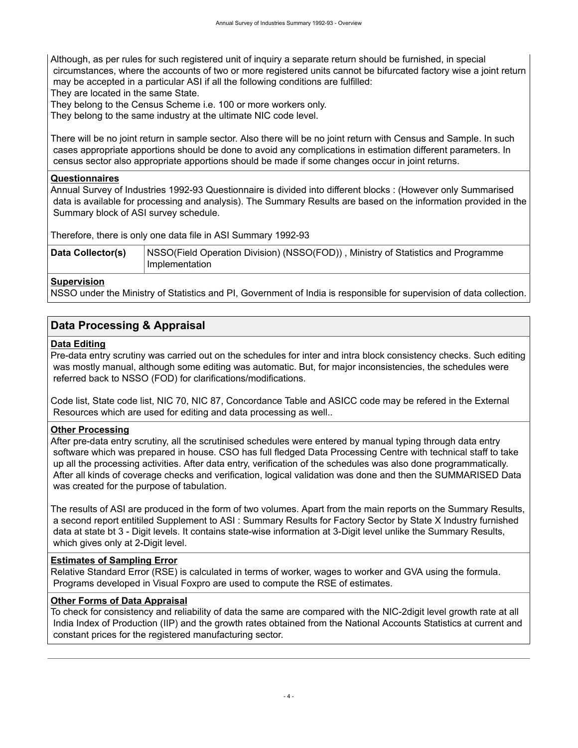Although, as per rules for such registered unit of inquiry a separate return should be furnished, in special circumstances, where the accounts of two or more registered units cannot be bifurcated factory wise a joint return may be accepted in a particular ASI if all the following conditions are fulfilled:

They are located in the same State.

They belong to the Census Scheme i.e. 100 or more workers only.

They belong to the same industry at the ultimate NIC code level.

There will be no joint return in sample sector. Also there will be no joint return with Census and Sample. In such cases appropriate apportions should be done to avoid any complications in estimation different parameters. In census sector also appropriate apportions should be made if some changes occur in joint returns.

**Questionnaires**

Annual Survey of Industries 1992-93 Questionnaire is divided into different blocks : (However only Summarised data is available for processing and analysis). The Summary Results are based on the information provided in the Summary block of ASI survey schedule.

Therefore, there is only one data file in ASI Summary 1992-93

| | |
|---|---|
| **Data Collector(s)** | NSSO(Field Operation Division) (NSSO(FOD)) , Ministry of Statistics and Programme Implementation |

**Supervision**

NSSO under the Ministry of Statistics and PI, Government of India is responsible for supervision of data collection.

## Data Processing & Appraisal

**Data Editing**

Pre-data entry scrutiny was carried out on the schedules for inter and intra block consistency checks. Such editing was mostly manual, although some editing was automatic. But, for major inconsistencies, the schedules were referred back to NSSO (FOD) for clarifications/modifications.

Code list, State code list, NIC 70, NIC 87, Concordance Table and ASICC code may be refered in the External Resources which are used for editing and data processing as well..

**Other Processing**

After pre-data entry scrutiny, all the scrutinised schedules were entered by manual typing through data entry software which was prepared in house. CSO has full fledged Data Processing Centre with technical staff to take up all the processing activities. After data entry, verification of the schedules was also done programmatically. After all kinds of coverage checks and verification, logical validation was done and then the SUMMARISED Data was created for the purpose of tabulation.

The results of ASI are produced in the form of two volumes. Apart from the main reports on the Summary Results, a second report entitiled Supplement to ASI : Summary Results for Factory Sector by State X Industry furnished data at state bt 3 - Digit levels. It contains state-wise information at 3-Digit level unlike the Summary Results, which gives only at 2-Digit level.

**Estimates of Sampling Error**

Relative Standard Error (RSE) is calculated in terms of worker, wages to worker and GVA using the formula. Programs developed in Visual Foxpro are used to compute the RSE of estimates.

**Other Forms of Data Appraisal**

To check for consistency and reliability of data the same are compared with the NIC-2digit level growth rate at all India Index of Production (IIP) and the growth rates obtained from the National Accounts Statistics at current and constant prices for the registered manufacturing sector.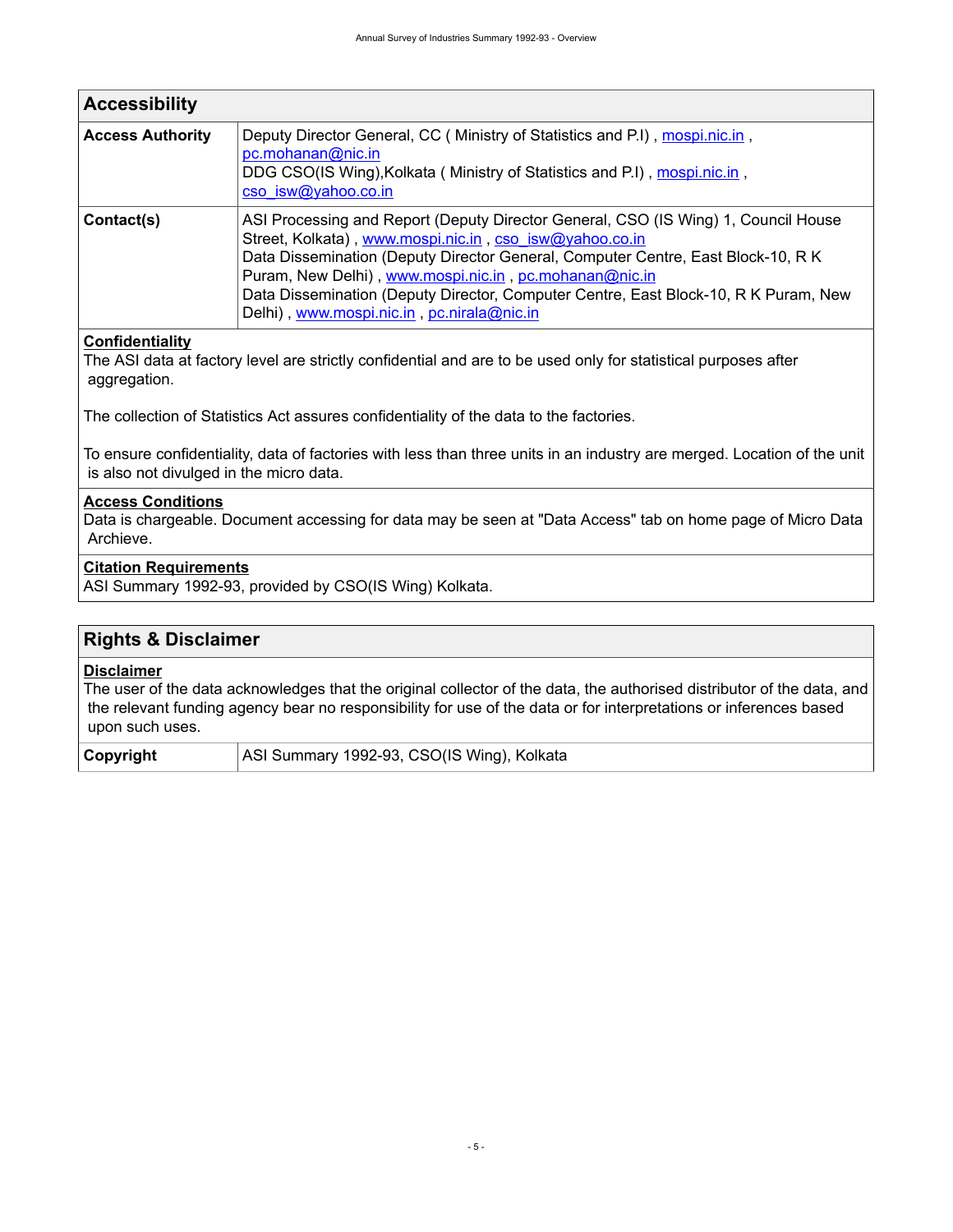## Accessibility

| Access Authority | Deputy Director General, CC ( Ministry of Statistics and P.I) , mospi.nic.in , pc.mohanan@nic.in<br>DDG CSO(IS Wing),Kolkata ( Ministry of Statistics and P.I) , mospi.nic.in , cso_isw@yahoo.co.in |
|---|---|
| Contact(s) | ASI Processing and Report (Deputy Director General, CSO (IS Wing) 1, Council House Street, Kolkata) , www.mospi.nic.in , cso_isw@yahoo.co.in<br>Data Dissemination (Deputy Director General, Computer Centre, East Block-10, R K Puram, New Delhi) , www.mospi.nic.in , pc.mohanan@nic.in<br>Data Dissemination (Deputy Director, Computer Centre, East Block-10, R K Puram, New Delhi) , www.mospi.nic.in , pc.nirala@nic.in |

### Confidentiality

The ASI data at factory level are strictly confidential and are to be used only for statistical purposes after aggregation.

The collection of Statistics Act assures confidentiality of the data to the factories.

To ensure confidentiality, data of factories with less than three units in an industry are merged. Location of the unit is also not divulged in the micro data.

### Access Conditions

Data is chargeable. Document accessing for data may be seen at "Data Access" tab on home page of Micro Data Archieve.

### Citation Requirements

ASI Summary 1992-93, provided by CSO(IS Wing) Kolkata.

## Rights & Disclaimer

### Disclaimer

The user of the data acknowledges that the original collector of the data, the authorised distributor of the data, and the relevant funding agency bear no responsibility for use of the data or for interpretations or inferences based upon such uses.

| Copyright | ASI Summary 1992-93, CSO(IS Wing), Kolkata |
|---|---|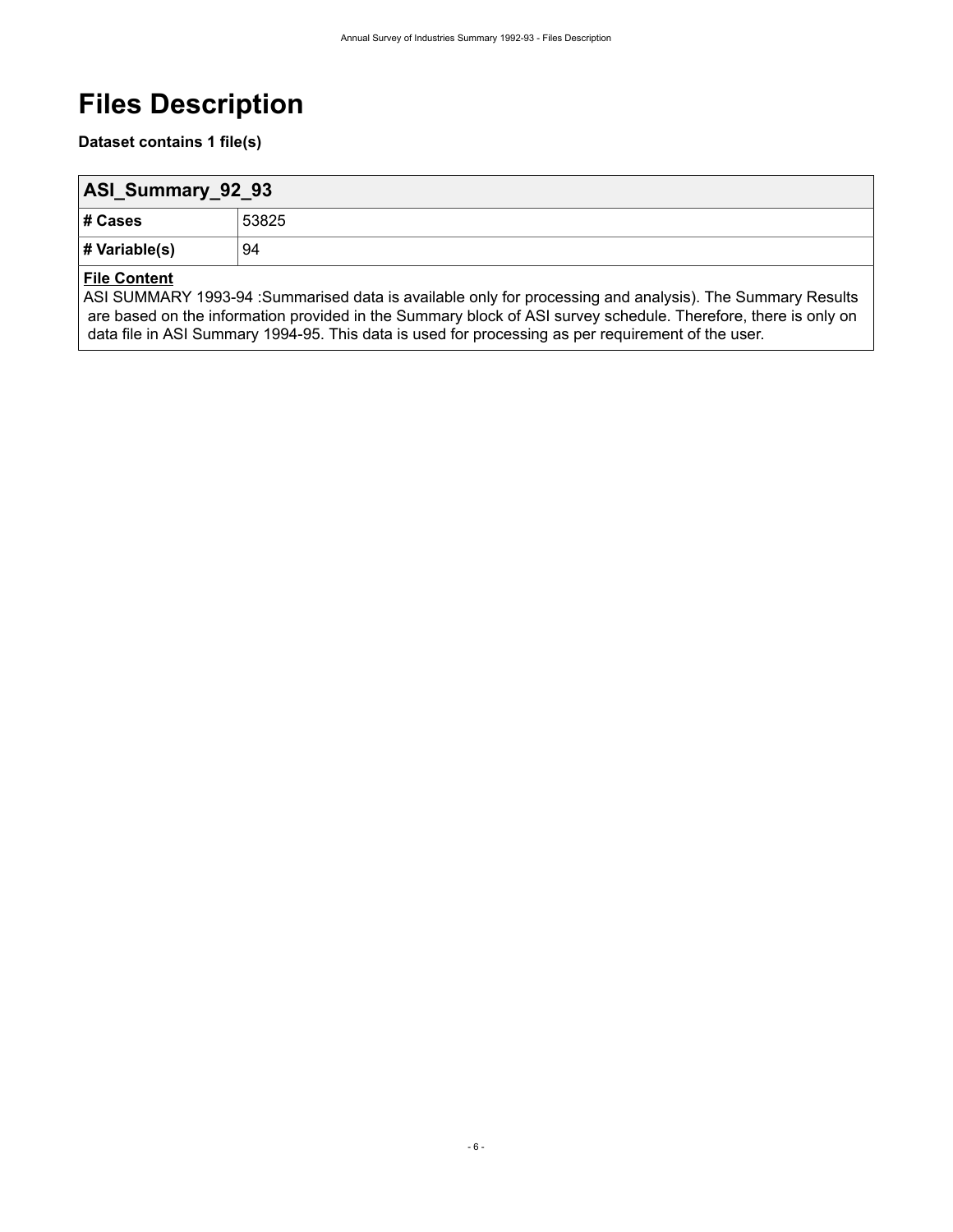# Files Description

**Dataset contains 1 file(s)**

| ASI_Summary_92_93 | |
|---|---|
| **# Cases** | 53825 |
| **# Variable(s)** | 94 |

**File Content**

ASI SUMMARY 1993-94 :Summarised data is available only for processing and analysis). The Summary Results are based on the information provided in the Summary block of ASI survey schedule. Therefore, there is only on data file in ASI Summary 1994-95. This data is used for processing as per requirement of the user.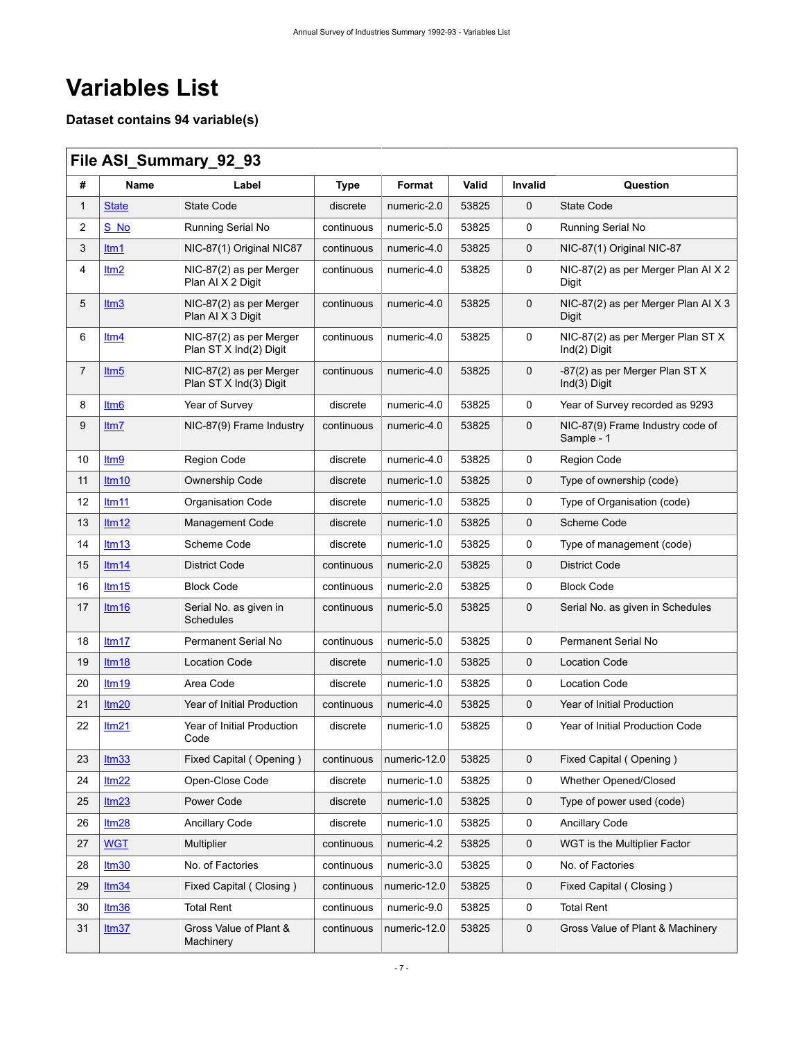# Variables List

### Dataset contains 94 variable(s)

| File ASI_Summary_92_93 | | | | | | | |
|---|---|---|---|---|---|---|---|
| # | Name | Label | Type | Format | Valid | Invalid | Question |
| 1 | State | State Code | discrete | numeric-2.0 | 53825 | 0 | State Code |
| 2 | S_No | Running Serial No | continuous | numeric-5.0 | 53825 | 0 | Running Serial No |
| 3 | Itm1 | NIC-87(1) Original NIC87 | continuous | numeric-4.0 | 53825 | 0 | NIC-87(1) Original NIC-87 |
| 4 | Itm2 | NIC-87(2) as per Merger Plan AI X 2 Digit | continuous | numeric-4.0 | 53825 | 0 | NIC-87(2) as per Merger Plan AI X 2 Digit |
| 5 | Itm3 | NIC-87(2) as per Merger Plan AI X 3 Digit | continuous | numeric-4.0 | 53825 | 0 | NIC-87(2) as per Merger Plan AI X 3 Digit |
| 6 | Itm4 | NIC-87(2) as per Merger Plan ST X Ind(2) Digit | continuous | numeric-4.0 | 53825 | 0 | NIC-87(2) as per Merger Plan ST X Ind(2) Digit |
| 7 | Itm5 | NIC-87(2) as per Merger Plan ST X Ind(3) Digit | continuous | numeric-4.0 | 53825 | 0 | -87(2) as per Merger Plan ST X Ind(3) Digit |
| 8 | Itm6 | Year of Survey | discrete | numeric-4.0 | 53825 | 0 | Year of Survey recorded as 9293 |
| 9 | Itm7 | NIC-87(9) Frame Industry | continuous | numeric-4.0 | 53825 | 0 | NIC-87(9) Frame Industry code of Sample - 1 |
| 10 | Itm9 | Region Code | discrete | numeric-4.0 | 53825 | 0 | Region Code |
| 11 | Itm10 | Ownership Code | discrete | numeric-1.0 | 53825 | 0 | Type of ownership (code) |
| 12 | Itm11 | Organisation Code | discrete | numeric-1.0 | 53825 | 0 | Type of Organisation (code) |
| 13 | Itm12 | Management Code | discrete | numeric-1.0 | 53825 | 0 | Scheme Code |
| 14 | Itm13 | Scheme Code | discrete | numeric-1.0 | 53825 | 0 | Type of management (code) |
| 15 | Itm14 | District Code | continuous | numeric-2.0 | 53825 | 0 | District Code |
| 16 | Itm15 | Block Code | continuous | numeric-2.0 | 53825 | 0 | Block Code |
| 17 | Itm16 | Serial No. as given in Schedules | continuous | numeric-5.0 | 53825 | 0 | Serial No. as given in Schedules |
| 18 | Itm17 | Permanent Serial No | continuous | numeric-5.0 | 53825 | 0 | Permanent Serial No |
| 19 | Itm18 | Location Code | discrete | numeric-1.0 | 53825 | 0 | Location Code |
| 20 | Itm19 | Area Code | discrete | numeric-1.0 | 53825 | 0 | Location Code |
| 21 | Itm20 | Year of Initial Production | continuous | numeric-4.0 | 53825 | 0 | Year of Initial Production |
| 22 | Itm21 | Year of Initial Production Code | discrete | numeric-1.0 | 53825 | 0 | Year of Initial Production Code |
| 23 | Itm33 | Fixed Capital ( Opening ) | continuous | numeric-12.0 | 53825 | 0 | Fixed Capital ( Opening ) |
| 24 | Itm22 | Open-Close Code | discrete | numeric-1.0 | 53825 | 0 | Whether Opened/Closed |
| 25 | Itm23 | Power Code | discrete | numeric-1.0 | 53825 | 0 | Type of power used (code) |
| 26 | Itm28 | Ancillary Code | discrete | numeric-1.0 | 53825 | 0 | Ancillary Code |
| 27 | WGT | Multiplier | continuous | numeric-4.2 | 53825 | 0 | WGT is the Multiplier Factor |
| 28 | Itm30 | No. of Factories | continuous | numeric-3.0 | 53825 | 0 | No. of Factories |
| 29 | Itm34 | Fixed Capital ( Closing ) | continuous | numeric-12.0 | 53825 | 0 | Fixed Capital ( Closing ) |
| 30 | Itm36 | Total Rent | continuous | numeric-9.0 | 53825 | 0 | Total Rent |
| 31 | Itm37 | Gross Value of Plant & Machinery | continuous | numeric-12.0 | 53825 | 0 | Gross Value of Plant & Machinery |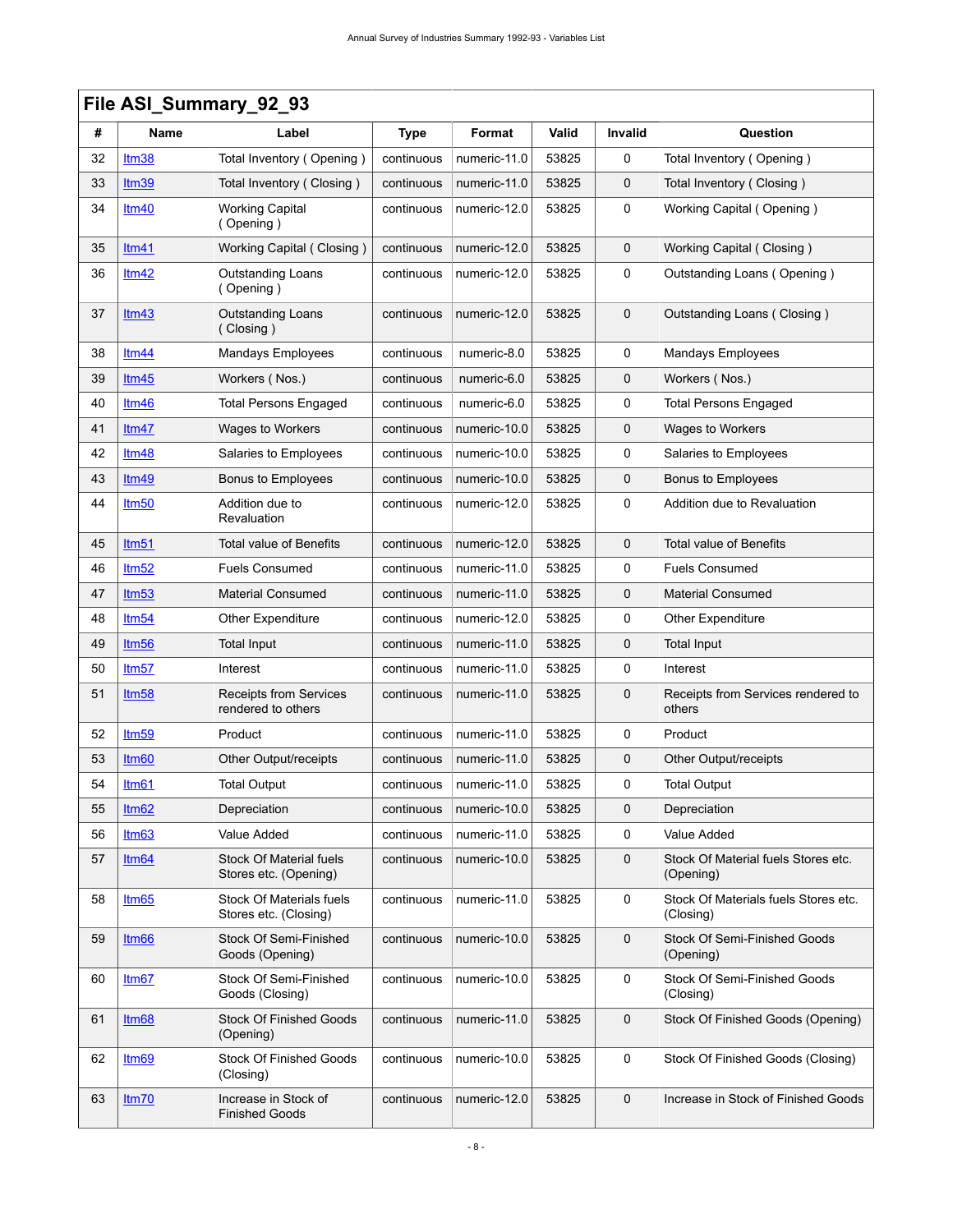## File ASI_Summary_92_93

| # | Name | Label | Type | Format | Valid | Invalid | Question |
|---|---|---|---|---|---|---|---|
| 32 | Itm38 | Total Inventory ( Opening ) | continuous | numeric-11.0 | 53825 | 0 | Total Inventory ( Opening ) |
| 33 | Itm39 | Total Inventory ( Closing ) | continuous | numeric-11.0 | 53825 | 0 | Total Inventory ( Closing ) |
| 34 | Itm40 | Working Capital ( Opening ) | continuous | numeric-12.0 | 53825 | 0 | Working Capital ( Opening ) |
| 35 | Itm41 | Working Capital ( Closing ) | continuous | numeric-12.0 | 53825 | 0 | Working Capital ( Closing ) |
| 36 | Itm42 | Outstanding Loans ( Opening ) | continuous | numeric-12.0 | 53825 | 0 | Outstanding Loans ( Opening ) |
| 37 | Itm43 | Outstanding Loans ( Closing ) | continuous | numeric-12.0 | 53825 | 0 | Outstanding Loans ( Closing ) |
| 38 | Itm44 | Mandays Employees | continuous | numeric-8.0 | 53825 | 0 | Mandays Employees |
| 39 | Itm45 | Workers ( Nos.) | continuous | numeric-6.0 | 53825 | 0 | Workers ( Nos.) |
| 40 | Itm46 | Total Persons Engaged | continuous | numeric-6.0 | 53825 | 0 | Total Persons Engaged |
| 41 | Itm47 | Wages to Workers | continuous | numeric-10.0 | 53825 | 0 | Wages to Workers |
| 42 | Itm48 | Salaries to Employees | continuous | numeric-10.0 | 53825 | 0 | Salaries to Employees |
| 43 | Itm49 | Bonus to Employees | continuous | numeric-10.0 | 53825 | 0 | Bonus to Employees |
| 44 | Itm50 | Addition due to Revaluation | continuous | numeric-12.0 | 53825 | 0 | Addition due to Revaluation |
| 45 | Itm51 | Total value of Benefits | continuous | numeric-12.0 | 53825 | 0 | Total value of Benefits |
| 46 | Itm52 | Fuels Consumed | continuous | numeric-11.0 | 53825 | 0 | Fuels Consumed |
| 47 | Itm53 | Material Consumed | continuous | numeric-11.0 | 53825 | 0 | Material Consumed |
| 48 | Itm54 | Other Expenditure | continuous | numeric-12.0 | 53825 | 0 | Other Expenditure |
| 49 | Itm56 | Total Input | continuous | numeric-11.0 | 53825 | 0 | Total Input |
| 50 | Itm57 | Interest | continuous | numeric-11.0 | 53825 | 0 | Interest |
| 51 | Itm58 | Receipts from Services rendered to others | continuous | numeric-11.0 | 53825 | 0 | Receipts from Services rendered to others |
| 52 | Itm59 | Product | continuous | numeric-11.0 | 53825 | 0 | Product |
| 53 | Itm60 | Other Output/receipts | continuous | numeric-11.0 | 53825 | 0 | Other Output/receipts |
| 54 | Itm61 | Total Output | continuous | numeric-11.0 | 53825 | 0 | Total Output |
| 55 | Itm62 | Depreciation | continuous | numeric-10.0 | 53825 | 0 | Depreciation |
| 56 | Itm63 | Value Added | continuous | numeric-11.0 | 53825 | 0 | Value Added |
| 57 | Itm64 | Stock Of Material fuels Stores etc. (Opening) | continuous | numeric-10.0 | 53825 | 0 | Stock Of Material fuels Stores etc. (Opening) |
| 58 | Itm65 | Stock Of Materials fuels Stores etc. (Closing) | continuous | numeric-11.0 | 53825 | 0 | Stock Of Materials fuels Stores etc. (Closing) |
| 59 | Itm66 | Stock Of Semi-Finished Goods (Opening) | continuous | numeric-10.0 | 53825 | 0 | Stock Of Semi-Finished Goods (Opening) |
| 60 | Itm67 | Stock Of Semi-Finished Goods (Closing) | continuous | numeric-10.0 | 53825 | 0 | Stock Of Semi-Finished Goods (Closing) |
| 61 | Itm68 | Stock Of Finished Goods (Opening) | continuous | numeric-11.0 | 53825 | 0 | Stock Of Finished Goods (Opening) |
| 62 | Itm69 | Stock Of Finished Goods (Closing) | continuous | numeric-10.0 | 53825 | 0 | Stock Of Finished Goods (Closing) |
| 63 | Itm70 | Increase in Stock of Finished Goods | continuous | numeric-12.0 | 53825 | 0 | Increase in Stock of Finished Goods |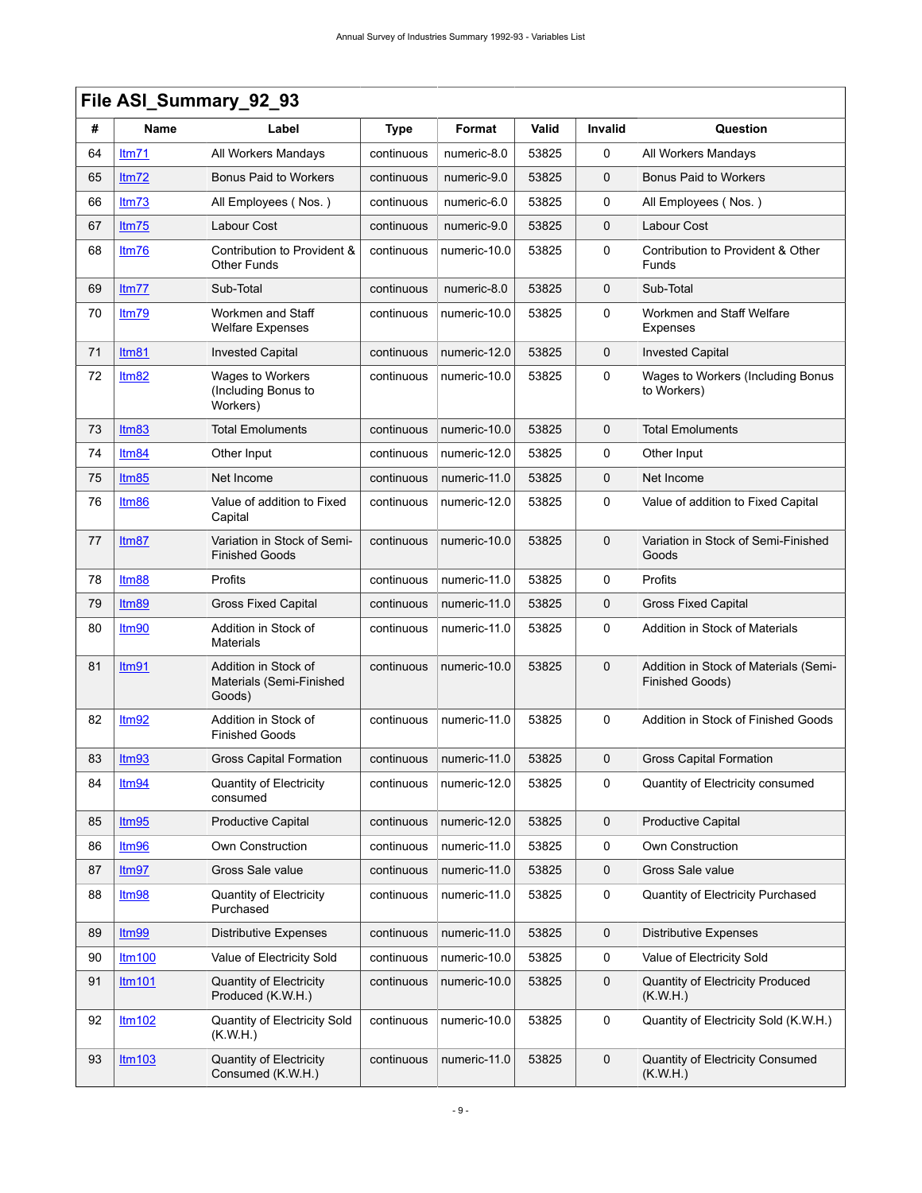## File ASI_Summary_92_93

| # | Name | Label | Type | Format | Valid | Invalid | Question |
|---|---|---|---|---|---|---|---|
| 64 | Itm71 | All Workers Mandays | continuous | numeric-8.0 | 53825 | 0 | All Workers Mandays |
| 65 | Itm72 | Bonus Paid to Workers | continuous | numeric-9.0 | 53825 | 0 | Bonus Paid to Workers |
| 66 | Itm73 | All Employees ( Nos. ) | continuous | numeric-6.0 | 53825 | 0 | All Employees ( Nos. ) |
| 67 | Itm75 | Labour Cost | continuous | numeric-9.0 | 53825 | 0 | Labour Cost |
| 68 | Itm76 | Contribution to Provident & Other Funds | continuous | numeric-10.0 | 53825 | 0 | Contribution to Provident & Other Funds |
| 69 | Itm77 | Sub-Total | continuous | numeric-8.0 | 53825 | 0 | Sub-Total |
| 70 | Itm79 | Workmen and Staff Welfare Expenses | continuous | numeric-10.0 | 53825 | 0 | Workmen and Staff Welfare Expenses |
| 71 | Itm81 | Invested Capital | continuous | numeric-12.0 | 53825 | 0 | Invested Capital |
| 72 | Itm82 | Wages to Workers (Including Bonus to Workers) | continuous | numeric-10.0 | 53825 | 0 | Wages to Workers (Including Bonus to Workers) |
| 73 | Itm83 | Total Emoluments | continuous | numeric-10.0 | 53825 | 0 | Total Emoluments |
| 74 | Itm84 | Other Input | continuous | numeric-12.0 | 53825 | 0 | Other Input |
| 75 | Itm85 | Net Income | continuous | numeric-11.0 | 53825 | 0 | Net Income |
| 76 | Itm86 | Value of addition to Fixed Capital | continuous | numeric-12.0 | 53825 | 0 | Value of addition to Fixed Capital |
| 77 | Itm87 | Variation in Stock of Semi-Finished Goods | continuous | numeric-10.0 | 53825 | 0 | Variation in Stock of Semi-Finished Goods |
| 78 | Itm88 | Profits | continuous | numeric-11.0 | 53825 | 0 | Profits |
| 79 | Itm89 | Gross Fixed Capital | continuous | numeric-11.0 | 53825 | 0 | Gross Fixed Capital |
| 80 | Itm90 | Addition in Stock of Materials | continuous | numeric-11.0 | 53825 | 0 | Addition in Stock of Materials |
| 81 | Itm91 | Addition in Stock of Materials (Semi-Finished Goods) | continuous | numeric-10.0 | 53825 | 0 | Addition in Stock of Materials (Semi-Finished Goods) |
| 82 | Itm92 | Addition in Stock of Finished Goods | continuous | numeric-11.0 | 53825 | 0 | Addition in Stock of Finished Goods |
| 83 | Itm93 | Gross Capital Formation | continuous | numeric-11.0 | 53825 | 0 | Gross Capital Formation |
| 84 | Itm94 | Quantity of Electricity consumed | continuous | numeric-12.0 | 53825 | 0 | Quantity of Electricity consumed |
| 85 | Itm95 | Productive Capital | continuous | numeric-12.0 | 53825 | 0 | Productive Capital |
| 86 | Itm96 | Own Construction | continuous | numeric-11.0 | 53825 | 0 | Own Construction |
| 87 | Itm97 | Gross Sale value | continuous | numeric-11.0 | 53825 | 0 | Gross Sale value |
| 88 | Itm98 | Quantity of Electricity Purchased | continuous | numeric-11.0 | 53825 | 0 | Quantity of Electricity Purchased |
| 89 | Itm99 | Distributive Expenses | continuous | numeric-11.0 | 53825 | 0 | Distributive Expenses |
| 90 | Itm100 | Value of Electricity Sold | continuous | numeric-10.0 | 53825 | 0 | Value of Electricity Sold |
| 91 | Itm101 | Quantity of Electricity Produced (K.W.H.) | continuous | numeric-10.0 | 53825 | 0 | Quantity of Electricity Produced (K.W.H.) |
| 92 | Itm102 | Quantity of Electricity Sold (K.W.H.) | continuous | numeric-10.0 | 53825 | 0 | Quantity of Electricity Sold (K.W.H.) |
| 93 | Itm103 | Quantity of Electricity Consumed (K.W.H.) | continuous | numeric-11.0 | 53825 | 0 | Quantity of Electricity Consumed (K.W.H.) |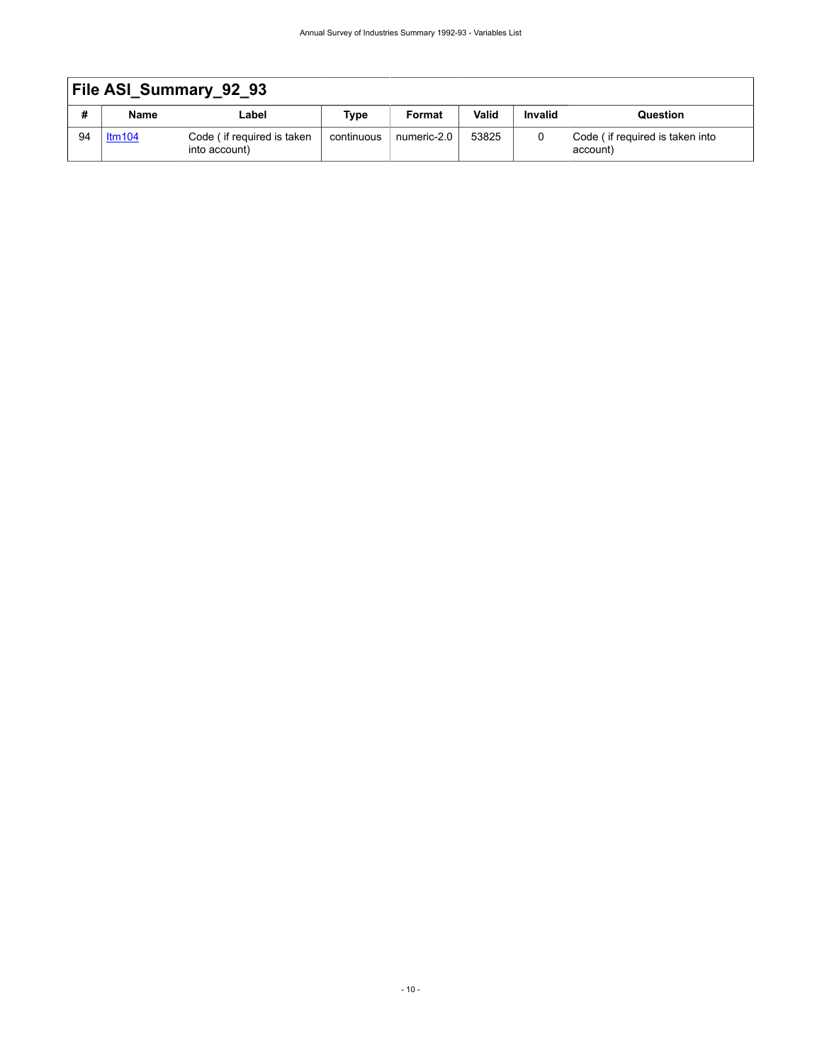## File ASI_Summary_92_93

| # | Name | Label | Type | Format | Valid | Invalid | Question |
|---|---|---|---|---|---|---|---|
| 94 | Itm104 | Code ( if required is taken into account) | continuous | numeric-2.0 | 53825 | 0 | Code ( if required is taken into account) |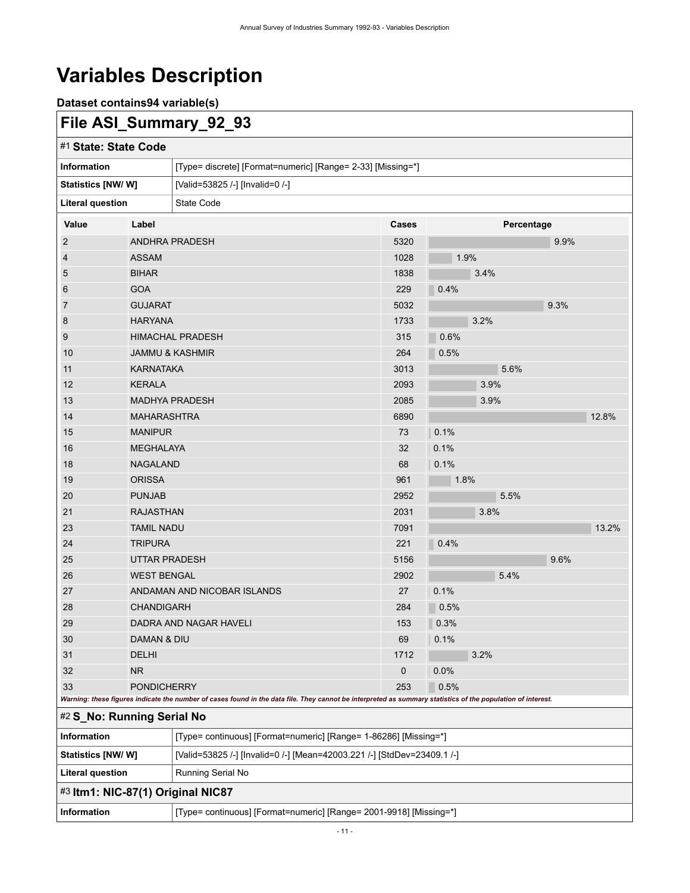# Variables Description

### Dataset contains94 variable(s)

## File ASI_Summary_92_93

### #1 State: State Code

| | |
|---|---|
| **Information** | [Type= discrete] [Format=numeric] [Range= 2-33] [Missing=*] |
| **Statistics [NW/ W]** | [Valid=53825 /-] [Invalid=0 /-] |
| **Literal question** | State Code |

| Value | Label | Cases | Percentage |
|---|---|---|---|
| 2 | ANDHRA PRADESH | 5320 | 9.9% |
| 4 | ASSAM | 1028 | 1.9% |
| 5 | BIHAR | 1838 | 3.4% |
| 6 | GOA | 229 | 0.4% |
| 7 | GUJARAT | 5032 | 9.3% |
| 8 | HARYANA | 1733 | 3.2% |
| 9 | HIMACHAL PRADESH | 315 | 0.6% |
| 10 | JAMMU & KASHMIR | 264 | 0.5% |
| 11 | KARNATAKA | 3013 | 5.6% |
| 12 | KERALA | 2093 | 3.9% |
| 13 | MADHYA PRADESH | 2085 | 3.9% |
| 14 | MAHARASHTRA | 6890 | 12.8% |
| 15 | MANIPUR | 73 | 0.1% |
| 16 | MEGHALAYA | 32 | 0.1% |
| 18 | NAGALAND | 68 | 0.1% |
| 19 | ORISSA | 961 | 1.8% |
| 20 | PUNJAB | 2952 | 5.5% |
| 21 | RAJASTHAN | 2031 | 3.8% |
| 23 | TAMIL NADU | 7091 | 13.2% |
| 24 | TRIPURA | 221 | 0.4% |
| 25 | UTTAR PRADESH | 5156 | 9.6% |
| 26 | WEST BENGAL | 2902 | 5.4% |
| 27 | ANDAMAN AND NICOBAR ISLANDS | 27 | 0.1% |
| 28 | CHANDIGARH | 284 | 0.5% |
| 29 | DADRA AND NAGAR HAVELI | 153 | 0.3% |
| 30 | DAMAN & DIU | 69 | 0.1% |
| 31 | DELHI | 1712 | 3.2% |
| 32 | NR | 0 | 0.0% |
| 33 | PONDICHERRY | 253 | 0.5% |

*Warning: these figures indicate the number of cases found in the data file. They cannot be interpreted as summary statistics of the population of interest.*

### #2 S_No: Running Serial No

| | |
|---|---|
| **Information** | [Type= continuous] [Format=numeric] [Range= 1-86286] [Missing=*] |
| **Statistics [NW/ W]** | [Valid=53825 /-] [Invalid=0 /-] [Mean=42003.221 /-] [StdDev=23409.1 /-] |
| **Literal question** | Running Serial No |

### #3 Itm1: NIC-87(1) Original NIC87

| | |
|---|---|
| **Information** | [Type= continuous] [Format=numeric] [Range= 2001-9918] [Missing=*] |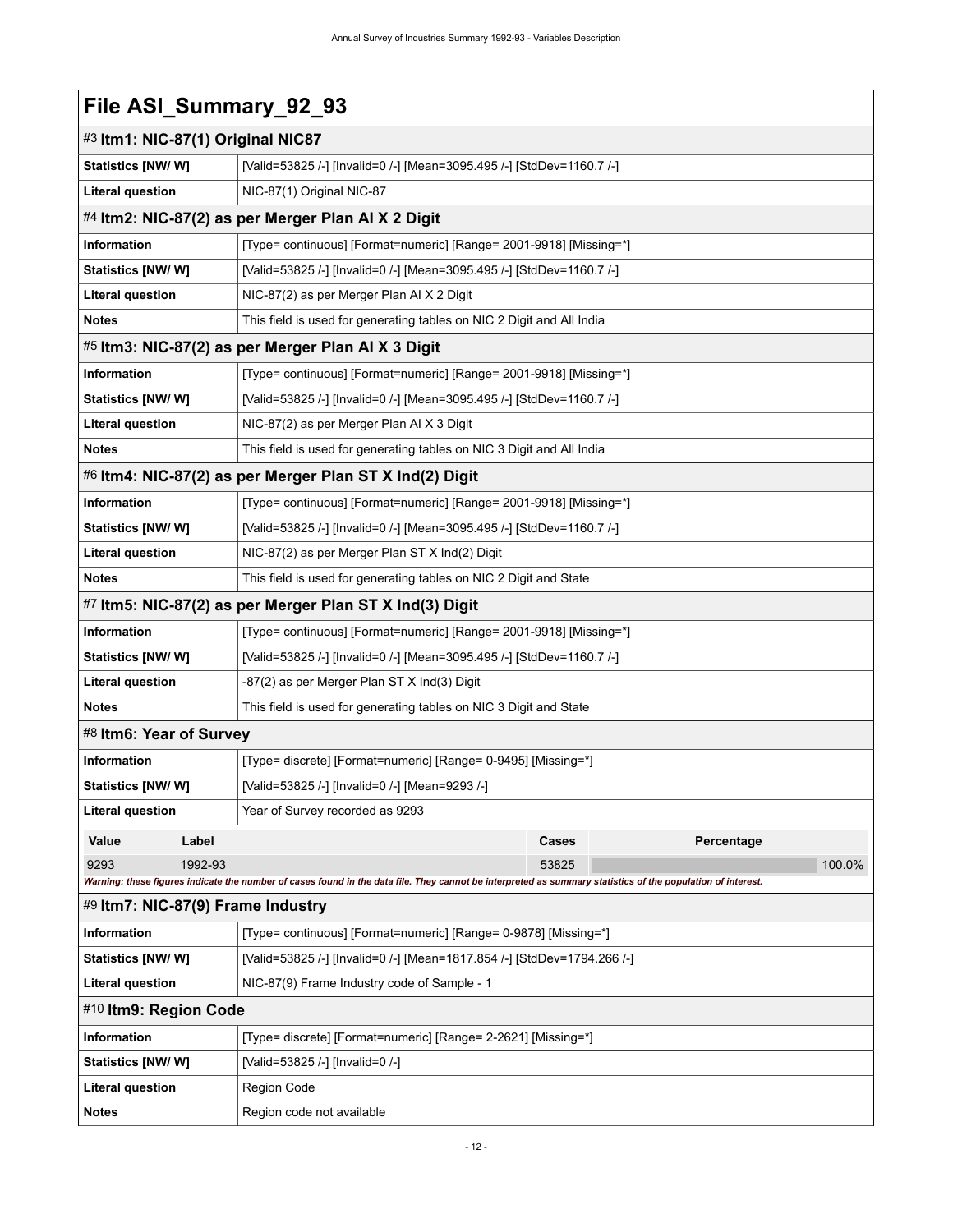# File ASI_Summary_92_93

## #3 Itm1: NIC-87(1) Original NIC87

| | |
|---|---|
| **Statistics [NW/ W]** | [Valid=53825 /-] [Invalid=0 /-] [Mean=3095.495 /-] [StdDev=1160.7 /-] |
| **Literal question** | NIC-87(1) Original NIC-87 |

## #4 Itm2: NIC-87(2) as per Merger Plan AI X 2 Digit

| | |
|---|---|
| **Information** | [Type= continuous] [Format=numeric] [Range= 2001-9918] [Missing=*] |
| **Statistics [NW/ W]** | [Valid=53825 /-] [Invalid=0 /-] [Mean=3095.495 /-] [StdDev=1160.7 /-] |
| **Literal question** | NIC-87(2) as per Merger Plan AI X 2 Digit |
| **Notes** | This field is used for generating tables on NIC 2 Digit and All India |

## #5 Itm3: NIC-87(2) as per Merger Plan AI X 3 Digit

| | |
|---|---|
| **Information** | [Type= continuous] [Format=numeric] [Range= 2001-9918] [Missing=*] |
| **Statistics [NW/ W]** | [Valid=53825 /-] [Invalid=0 /-] [Mean=3095.495 /-] [StdDev=1160.7 /-] |
| **Literal question** | NIC-87(2) as per Merger Plan AI X 3 Digit |
| **Notes** | This field is used for generating tables on NIC 3 Digit and All India |

## #6 Itm4: NIC-87(2) as per Merger Plan ST X Ind(2) Digit

| | |
|---|---|
| **Information** | [Type= continuous] [Format=numeric] [Range= 2001-9918] [Missing=*] |
| **Statistics [NW/ W]** | [Valid=53825 /-] [Invalid=0 /-] [Mean=3095.495 /-] [StdDev=1160.7 /-] |
| **Literal question** | NIC-87(2) as per Merger Plan ST X Ind(2) Digit |
| **Notes** | This field is used for generating tables on NIC 2 Digit and State |

## #7 Itm5: NIC-87(2) as per Merger Plan ST X Ind(3) Digit

| | |
|---|---|
| **Information** | [Type= continuous] [Format=numeric] [Range= 2001-9918] [Missing=*] |
| **Statistics [NW/ W]** | [Valid=53825 /-] [Invalid=0 /-] [Mean=3095.495 /-] [StdDev=1160.7 /-] |
| **Literal question** | -87(2) as per Merger Plan ST X Ind(3) Digit |
| **Notes** | This field is used for generating tables on NIC 3 Digit and State |

## #8 Itm6: Year of Survey

| | |
|---|---|
| **Information** | [Type= discrete] [Format=numeric] [Range= 0-9495] [Missing=*] |
| **Statistics [NW/ W]** | [Valid=53825 /-] [Invalid=0 /-] [Mean=9293 /-] |
| **Literal question** | Year of Survey recorded as 9293 |

| Value | Label | Cases | Percentage |
|---|---|---|---|
| 9293 | 1992-93 | 53825 | 100.0% |

***Warning: these figures indicate the number of cases found in the data file. They cannot be interpreted as summary statistics of the population of interest.***

## #9 Itm7: NIC-87(9) Frame Industry

| | |
|---|---|
| **Information** | [Type= continuous] [Format=numeric] [Range= 0-9878] [Missing=*] |
| **Statistics [NW/ W]** | [Valid=53825 /-] [Invalid=0 /-] [Mean=1817.854 /-] [StdDev=1794.266 /-] |
| **Literal question** | NIC-87(9) Frame Industry code of Sample - 1 |

## #10 Itm9: Region Code

| | |
|---|---|
| **Information** | [Type= discrete] [Format=numeric] [Range= 2-2621] [Missing=*] |
| **Statistics [NW/ W]** | [Valid=53825 /-] [Invalid=0 /-] |
| **Literal question** | Region Code |
| **Notes** | Region code not available |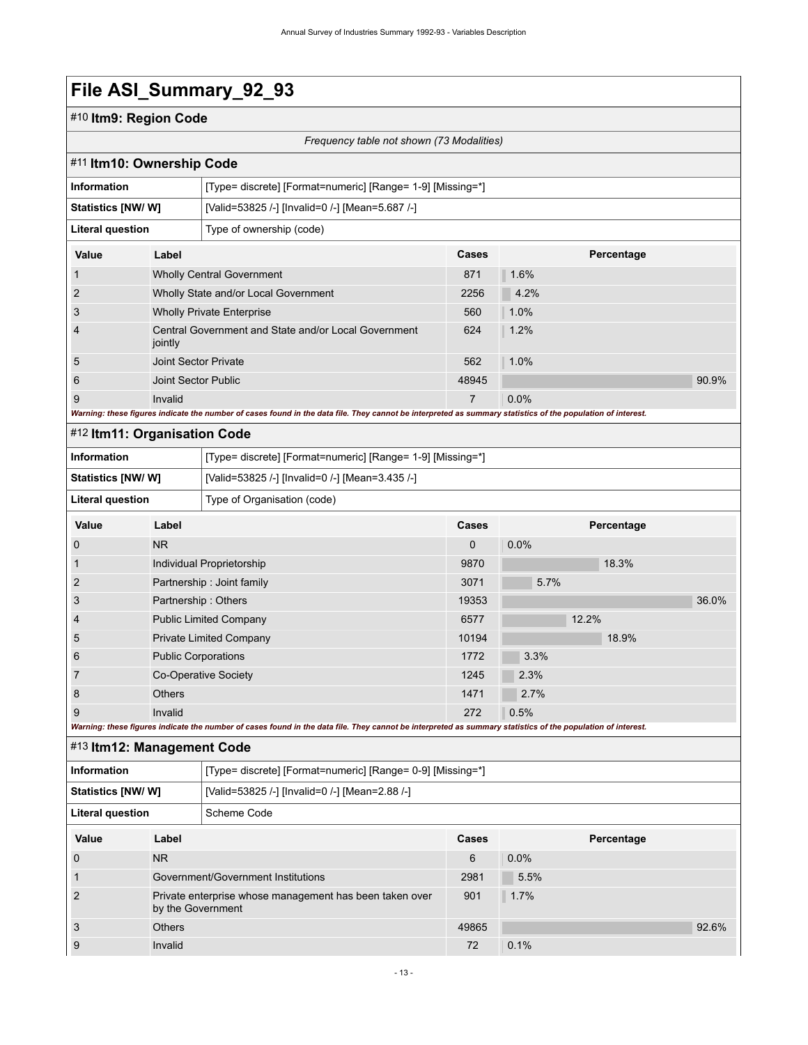# File ASI_Summary_92_93

## #10 Itm9: Region Code

*Frequency table not shown (73 Modalities)*

## #11 Itm10: Ownership Code

| | |
|---|---|
| **Information** | [Type= discrete] [Format=numeric] [Range= 1-9] [Missing=*] |
| **Statistics [NW/ W]** | [Valid=53825 /-] [Invalid=0 /-] [Mean=5.687 /-] |
| **Literal question** | Type of ownership (code) |

| Value | Label | Cases | Percentage |
|---|---|---|---|
| 1 | Wholly Central Government | 871 | 1.6% |
| 2 | Wholly State and/or Local Government | 2256 | 4.2% |
| 3 | Wholly Private Enterprise | 560 | 1.0% |
| 4 | Central Government and State and/or Local Government jointly | 624 | 1.2% |
| 5 | Joint Sector Private | 562 | 1.0% |
| 6 | Joint Sector Public | 48945 | 90.9% |
| 9 | Invalid | 7 | 0.0% |

***Warning: these figures indicate the number of cases found in the data file. They cannot be interpreted as summary statistics of the population of interest.***

## #12 Itm11: Organisation Code

| | |
|---|---|
| **Information** | [Type= discrete] [Format=numeric] [Range= 1-9] [Missing=*] |
| **Statistics [NW/ W]** | [Valid=53825 /-] [Invalid=0 /-] [Mean=3.435 /-] |
| **Literal question** | Type of Organisation (code) |

| Value | Label | Cases | Percentage |
|---|---|---|---|
| 0 | NR | 0 | 0.0% |
| 1 | Individual Proprietorship | 9870 | 18.3% |
| 2 | Partnership : Joint family | 3071 | 5.7% |
| 3 | Partnership : Others | 19353 | 36.0% |
| 4 | Public Limited Company | 6577 | 12.2% |
| 5 | Private Limited Company | 10194 | 18.9% |
| 6 | Public Corporations | 1772 | 3.3% |
| 7 | Co-Operative Society | 1245 | 2.3% |
| 8 | Others | 1471 | 2.7% |
| 9 | Invalid | 272 | 0.5% |

***Warning: these figures indicate the number of cases found in the data file. They cannot be interpreted as summary statistics of the population of interest.***

## #13 Itm12: Management Code

| | |
|---|---|
| **Information** | [Type= discrete] [Format=numeric] [Range= 0-9] [Missing=*] |
| **Statistics [NW/ W]** | [Valid=53825 /-] [Invalid=0 /-] [Mean=2.88 /-] |
| **Literal question** | Scheme Code |

| Value | Label | Cases | Percentage |
|---|---|---|---|
| 0 | NR | 6 | 0.0% |
| 1 | Government/Government Institutions | 2981 | 5.5% |
| 2 | Private enterprise whose management has been taken over by the Government | 901 | 1.7% |
| 3 | Others | 49865 | 92.6% |
| 9 | Invalid | 72 | 0.1% |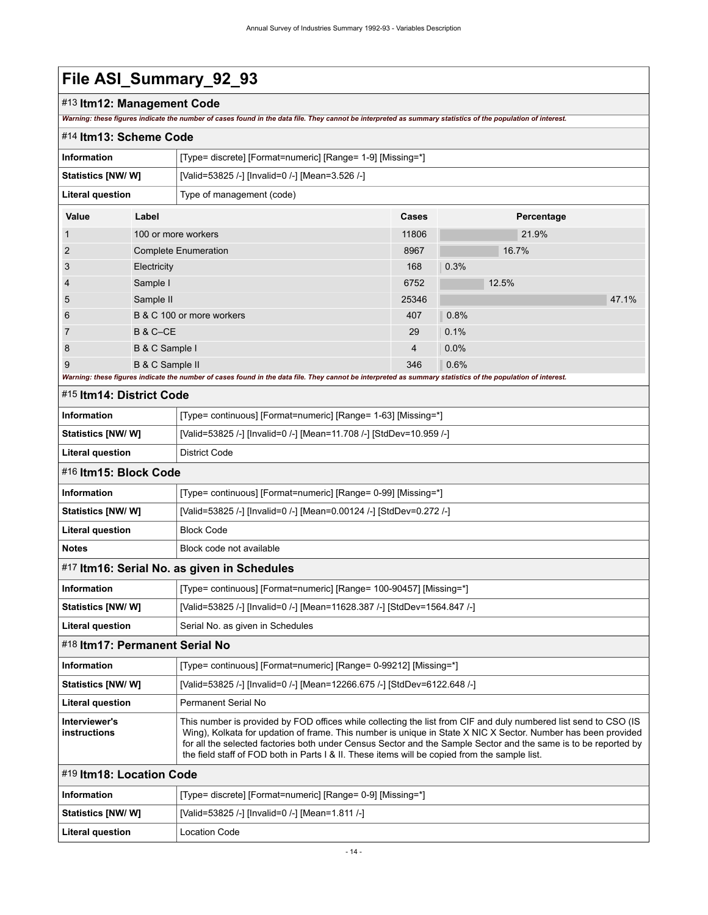# File ASI_Summary_92_93

## #13 Itm12: Management Code

*Warning: these figures indicate the number of cases found in the data file. They cannot be interpreted as summary statistics of the population of interest.*

## #14 Itm13: Scheme Code

| | |
|---|---|
| **Information** | [Type= discrete] [Format=numeric] [Range= 1-9] [Missing=*] |
| **Statistics [NW/ W]** | [Valid=53825 /-] [Invalid=0 /-] [Mean=3.526 /-] |
| **Literal question** | Type of management (code) |

| Value | Label | Cases | Percentage |
|---|---|---|---|
| 1 | 100 or more workers | 11806 | 21.9% |
| 2 | Complete Enumeration | 8967 | 16.7% |
| 3 | Electricity | 168 | 0.3% |
| 4 | Sample I | 6752 | 12.5% |
| 5 | Sample II | 25346 | 47.1% |
| 6 | B & C 100 or more workers | 407 | 0.8% |
| 7 | B & C–CE | 29 | 0.1% |
| 8 | B & C Sample I | 4 | 0.0% |
| 9 | B & C Sample II | 346 | 0.6% |

*Warning: these figures indicate the number of cases found in the data file. They cannot be interpreted as summary statistics of the population of interest.*

## #15 Itm14: District Code

| | |
|---|---|
| **Information** | [Type= continuous] [Format=numeric] [Range= 1-63] [Missing=*] |
| **Statistics [NW/ W]** | [Valid=53825 /-] [Invalid=0 /-] [Mean=11.708 /-] [StdDev=10.959 /-] |
| **Literal question** | District Code |

## #16 Itm15: Block Code

| | |
|---|---|
| **Information** | [Type= continuous] [Format=numeric] [Range= 0-99] [Missing=*] |
| **Statistics [NW/ W]** | [Valid=53825 /-] [Invalid=0 /-] [Mean=0.00124 /-] [StdDev=0.272 /-] |
| **Literal question** | Block Code |
| **Notes** | Block code not available |

## #17 Itm16: Serial No. as given in Schedules

| | |
|---|---|
| **Information** | [Type= continuous] [Format=numeric] [Range= 100-90457] [Missing=*] |
| **Statistics [NW/ W]** | [Valid=53825 /-] [Invalid=0 /-] [Mean=11628.387 /-] [StdDev=1564.847 /-] |
| **Literal question** | Serial No. as given in Schedules |

## #18 Itm17: Permanent Serial No

| | |
|---|---|
| **Information** | [Type= continuous] [Format=numeric] [Range= 0-99212] [Missing=*] |
| **Statistics [NW/ W]** | [Valid=53825 /-] [Invalid=0 /-] [Mean=12266.675 /-] [StdDev=6122.648 /-] |
| **Literal question** | Permanent Serial No |
| **Interviewer's instructions** | This number is provided by FOD offices while collecting the list from CIF and duly numbered list send to CSO (IS Wing), Kolkata for updation of frame. This number is unique in State X NIC X Sector. Number has been provided for all the selected factories both under Census Sector and the Sample Sector and the same is to be reported by the field staff of FOD both in Parts I & II. These items will be copied from the sample list. |

## #19 Itm18: Location Code

| | |
|---|---|
| **Information** | [Type= discrete] [Format=numeric] [Range= 0-9] [Missing=*] |
| **Statistics [NW/ W]** | [Valid=53825 /-] [Invalid=0 /-] [Mean=1.811 /-] |
| **Literal question** | Location Code |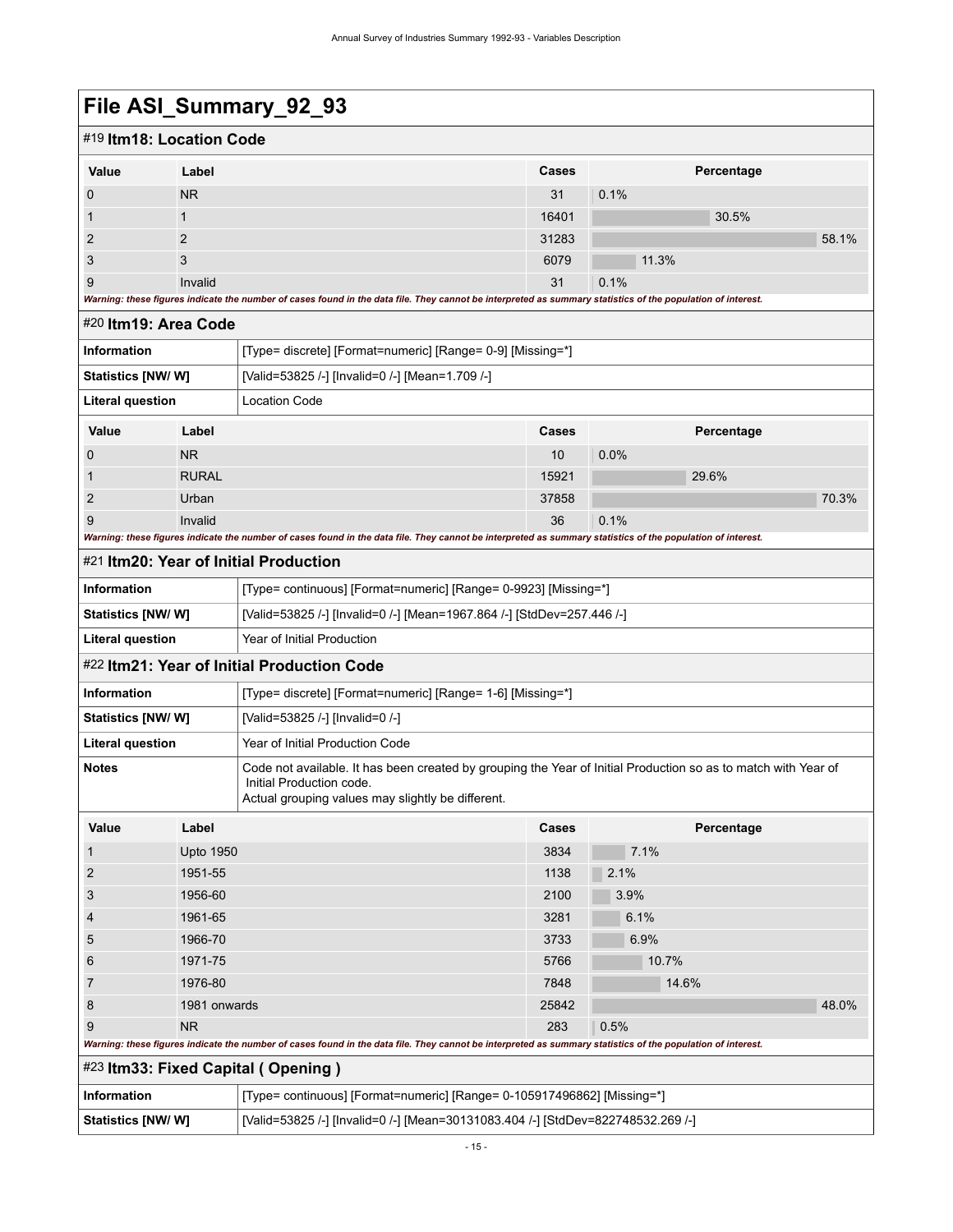# File ASI_Summary_92_93

## #19 Itm18: Location Code

| Value | Label | Cases | Percentage |
|---|---|---|---|
| 0 | NR | 31 | 0.1% |
| 1 | 1 | 16401 | 30.5% |
| 2 | 2 | 31283 | 58.1% |
| 3 | 3 | 6079 | 11.3% |
| 9 | Invalid | 31 | 0.1% |

*Warning: these figures indicate the number of cases found in the data file. They cannot be interpreted as summary statistics of the population of interest.*

## #20 Itm19: Area Code

| | |
|---|---|
| **Information** | [Type= discrete] [Format=numeric] [Range= 0-9] [Missing=*] |
| **Statistics [NW/ W]** | [Valid=53825 /-] [Invalid=0 /-] [Mean=1.709 /-] |
| **Literal question** | Location Code |

| Value | Label | Cases | Percentage |
|---|---|---|---|
| 0 | NR | 10 | 0.0% |
| 1 | RURAL | 15921 | 29.6% |
| 2 | Urban | 37858 | 70.3% |
| 9 | Invalid | 36 | 0.1% |

*Warning: these figures indicate the number of cases found in the data file. They cannot be interpreted as summary statistics of the population of interest.*

## #21 Itm20: Year of Initial Production

| | |
|---|---|
| **Information** | [Type= continuous] [Format=numeric] [Range= 0-9923] [Missing=*] |
| **Statistics [NW/ W]** | [Valid=53825 /-] [Invalid=0 /-] [Mean=1967.864 /-] [StdDev=257.446 /-] |
| **Literal question** | Year of Initial Production |

## #22 Itm21: Year of Initial Production Code

| | |
|---|---|
| **Information** | [Type= discrete] [Format=numeric] [Range= 1-6] [Missing=*] |
| **Statistics [NW/ W]** | [Valid=53825 /-] [Invalid=0 /-] |
| **Literal question** | Year of Initial Production Code |
| **Notes** | Code not available. It has been created by grouping the Year of Initial Production so as to match with Year of Initial Production code. Actual grouping values may slightly be different. |

| Value | Label | Cases | Percentage |
|---|---|---|---|
| 1 | Upto 1950 | 3834 | 7.1% |
| 2 | 1951-55 | 1138 | 2.1% |
| 3 | 1956-60 | 2100 | 3.9% |
| 4 | 1961-65 | 3281 | 6.1% |
| 5 | 1966-70 | 3733 | 6.9% |
| 6 | 1971-75 | 5766 | 10.7% |
| 7 | 1976-80 | 7848 | 14.6% |
| 8 | 1981 onwards | 25842 | 48.0% |
| 9 | NR | 283 | 0.5% |

*Warning: these figures indicate the number of cases found in the data file. They cannot be interpreted as summary statistics of the population of interest.*

## #23 Itm33: Fixed Capital ( Opening )

| | |
|---|---|
| **Information** | [Type= continuous] [Format=numeric] [Range= 0-105917496862] [Missing=*] |
| **Statistics [NW/ W]** | [Valid=53825 /-] [Invalid=0 /-] [Mean=30131083.404 /-] [StdDev=822748532.269 /-] |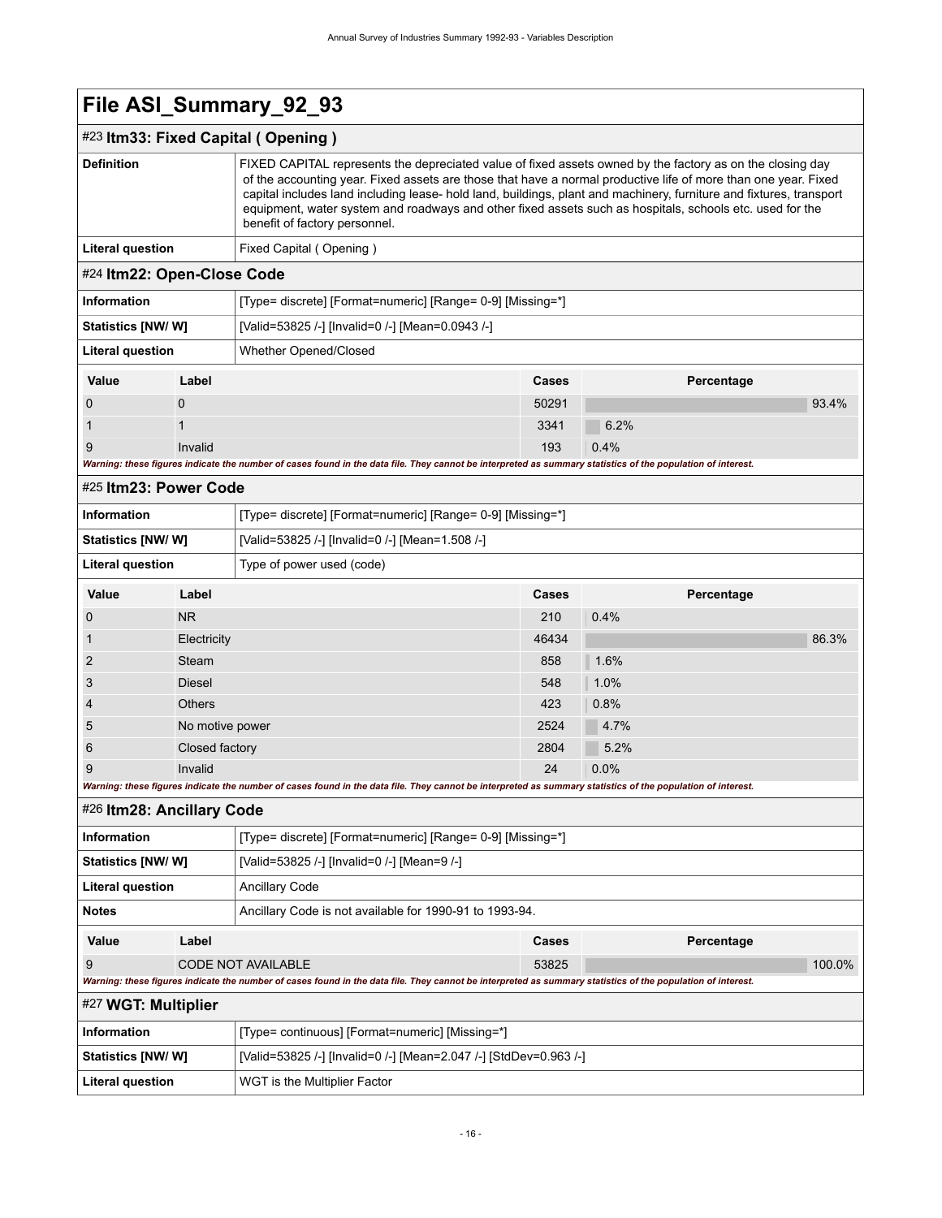# File ASI_Summary_92_93

## #23 Itm33: Fixed Capital ( Opening )

| | |
|---|---|
| **Definition** | FIXED CAPITAL represents the depreciated value of fixed assets owned by the factory as on the closing day of the accounting year. Fixed assets are those that have a normal productive life of more than one year. Fixed capital includes land including lease- hold land, buildings, plant and machinery, furniture and fixtures, transport equipment, water system and roadways and other fixed assets such as hospitals, schools etc. used for the benefit of factory personnel. |
| **Literal question** | Fixed Capital ( Opening ) |

## #24 Itm22: Open-Close Code

| | |
|---|---|
| **Information** | [Type= discrete] [Format=numeric] [Range= 0-9] [Missing=*] |
| **Statistics [NW/ W]** | [Valid=53825 /-] [Invalid=0 /-] [Mean=0.0943 /-] |
| **Literal question** | Whether Opened/Closed |

| Value | Label | Cases | Percentage |
|---|---|---|---|
| 0 | 0 | 50291 | 93.4% |
| 1 | 1 | 3341 | 6.2% |
| 9 | Invalid | 193 | 0.4% |

***Warning: these figures indicate the number of cases found in the data file. They cannot be interpreted as summary statistics of the population of interest.***

## #25 Itm23: Power Code

| | |
|---|---|
| **Information** | [Type= discrete] [Format=numeric] [Range= 0-9] [Missing=*] |
| **Statistics [NW/ W]** | [Valid=53825 /-] [Invalid=0 /-] [Mean=1.508 /-] |
| **Literal question** | Type of power used (code) |

| Value | Label | Cases | Percentage |
|---|---|---|---|
| 0 | NR | 210 | 0.4% |
| 1 | Electricity | 46434 | 86.3% |
| 2 | Steam | 858 | 1.6% |
| 3 | Diesel | 548 | 1.0% |
| 4 | Others | 423 | 0.8% |
| 5 | No motive power | 2524 | 4.7% |
| 6 | Closed factory | 2804 | 5.2% |
| 9 | Invalid | 24 | 0.0% |

***Warning: these figures indicate the number of cases found in the data file. They cannot be interpreted as summary statistics of the population of interest.***

## #26 Itm28: Ancillary Code

| | |
|---|---|
| **Information** | [Type= discrete] [Format=numeric] [Range= 0-9] [Missing=*] |
| **Statistics [NW/ W]** | [Valid=53825 /-] [Invalid=0 /-] [Mean=9 /-] |
| **Literal question** | Ancillary Code |
| **Notes** | Ancillary Code is not available for 1990-91 to 1993-94. |

| Value | Label | Cases | Percentage |
|---|---|---|---|
| 9 | CODE NOT AVAILABLE | 53825 | 100.0% |

***Warning: these figures indicate the number of cases found in the data file. They cannot be interpreted as summary statistics of the population of interest.***

## #27 WGT: Multiplier

| | |
|---|---|
| **Information** | [Type= continuous] [Format=numeric] [Missing=*] |
| **Statistics [NW/ W]** | [Valid=53825 /-] [Invalid=0 /-] [Mean=2.047 /-] [StdDev=0.963 /-] |
| **Literal question** | WGT is the Multiplier Factor |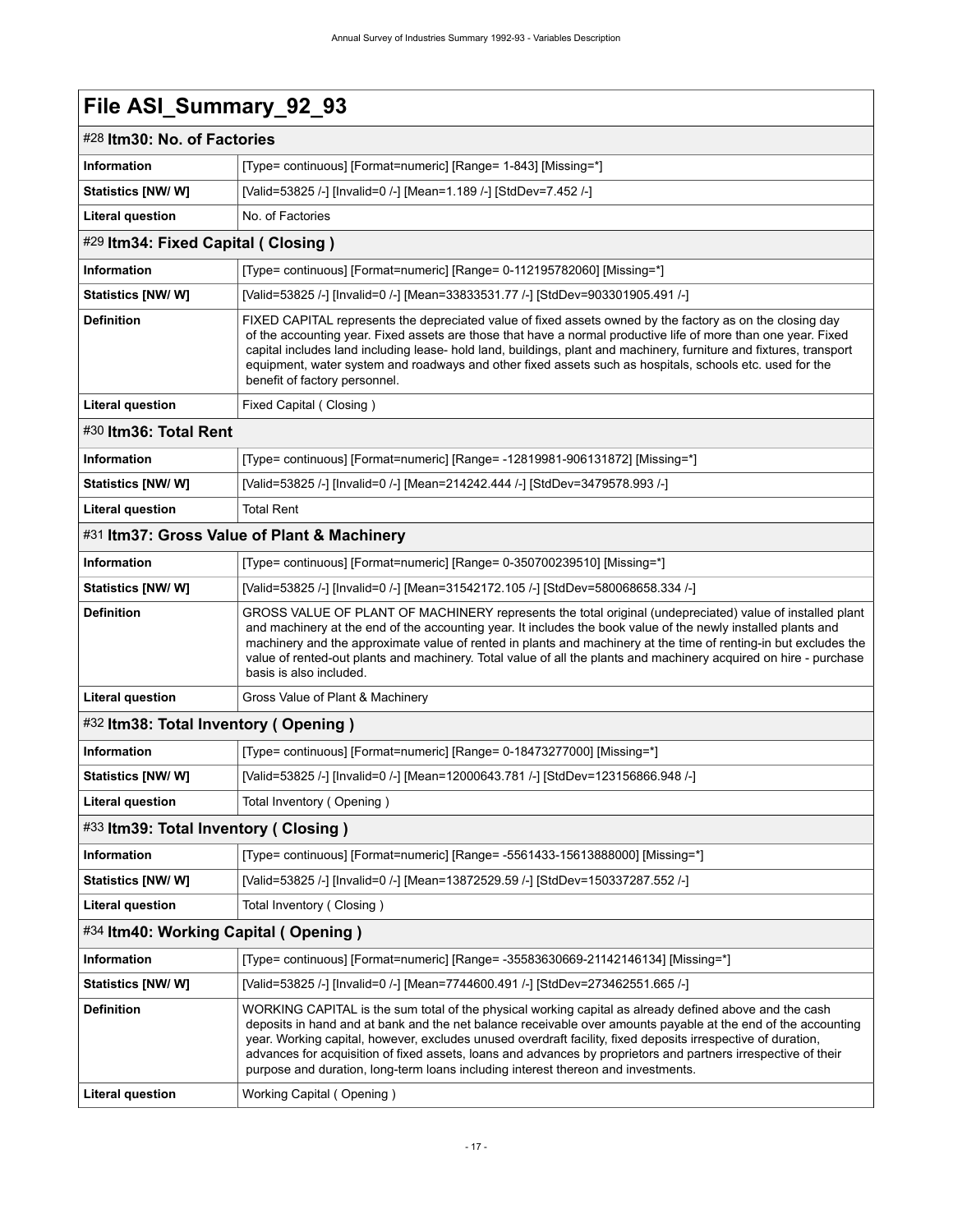# File ASI_Summary_92_93

## #28 Itm30: No. of Factories

| | |
|---|---|
| **Information** | [Type= continuous] [Format=numeric] [Range= 1-843] [Missing=*] |
| **Statistics [NW/ W]** | [Valid=53825 /-] [Invalid=0 /-] [Mean=1.189 /-] [StdDev=7.452 /-] |
| **Literal question** | No. of Factories |

## #29 Itm34: Fixed Capital ( Closing )

| | |
|---|---|
| **Information** | [Type= continuous] [Format=numeric] [Range= 0-112195782060] [Missing=*] |
| **Statistics [NW/ W]** | [Valid=53825 /-] [Invalid=0 /-] [Mean=33833531.77 /-] [StdDev=903301905.491 /-] |
| **Definition** | FIXED CAPITAL represents the depreciated value of fixed assets owned by the factory as on the closing day of the accounting year. Fixed assets are those that have a normal productive life of more than one year. Fixed capital includes land including lease- hold land, buildings, plant and machinery, furniture and fixtures, transport equipment, water system and roadways and other fixed assets such as hospitals, schools etc. used for the benefit of factory personnel. |
| **Literal question** | Fixed Capital ( Closing ) |

## #30 Itm36: Total Rent

| | |
|---|---|
| **Information** | [Type= continuous] [Format=numeric] [Range= -12819981-906131872] [Missing=*] |
| **Statistics [NW/ W]** | [Valid=53825 /-] [Invalid=0 /-] [Mean=214242.444 /-] [StdDev=3479578.993 /-] |
| **Literal question** | Total Rent |

## #31 Itm37: Gross Value of Plant & Machinery

| | |
|---|---|
| **Information** | [Type= continuous] [Format=numeric] [Range= 0-350700239510] [Missing=*] |
| **Statistics [NW/ W]** | [Valid=53825 /-] [Invalid=0 /-] [Mean=31542172.105 /-] [StdDev=580068658.334 /-] |
| **Definition** | GROSS VALUE OF PLANT OF MACHINERY represents the total original (undepreciated) value of installed plant and machinery at the end of the accounting year. It includes the book value of the newly installed plants and machinery and the approximate value of rented in plants and machinery at the time of renting-in but excludes the value of rented-out plants and machinery. Total value of all the plants and machinery acquired on hire - purchase basis is also included. |
| **Literal question** | Gross Value of Plant & Machinery |

## #32 Itm38: Total Inventory ( Opening )

| | |
|---|---|
| **Information** | [Type= continuous] [Format=numeric] [Range= 0-18473277000] [Missing=*] |
| **Statistics [NW/ W]** | [Valid=53825 /-] [Invalid=0 /-] [Mean=12000643.781 /-] [StdDev=123156866.948 /-] |
| **Literal question** | Total Inventory ( Opening ) |

## #33 Itm39: Total Inventory ( Closing )

| | |
|---|---|
| **Information** | [Type= continuous] [Format=numeric] [Range= -5561433-15613888000] [Missing=*] |
| **Statistics [NW/ W]** | [Valid=53825 /-] [Invalid=0 /-] [Mean=13872529.59 /-] [StdDev=150337287.552 /-] |
| **Literal question** | Total Inventory ( Closing ) |

## #34 Itm40: Working Capital ( Opening )

| | |
|---|---|
| **Information** | [Type= continuous] [Format=numeric] [Range= -35583630669-21142146134] [Missing=*] |
| **Statistics [NW/ W]** | [Valid=53825 /-] [Invalid=0 /-] [Mean=7744600.491 /-] [StdDev=273462551.665 /-] |
| **Definition** | WORKING CAPITAL is the sum total of the physical working capital as already defined above and the cash deposits in hand and at bank and the net balance receivable over amounts payable at the end of the accounting year. Working capital, however, excludes unused overdraft facility, fixed deposits irrespective of duration, advances for acquisition of fixed assets, loans and advances by proprietors and partners irrespective of their purpose and duration, long-term loans including interest thereon and investments. |
| **Literal question** | Working Capital ( Opening ) |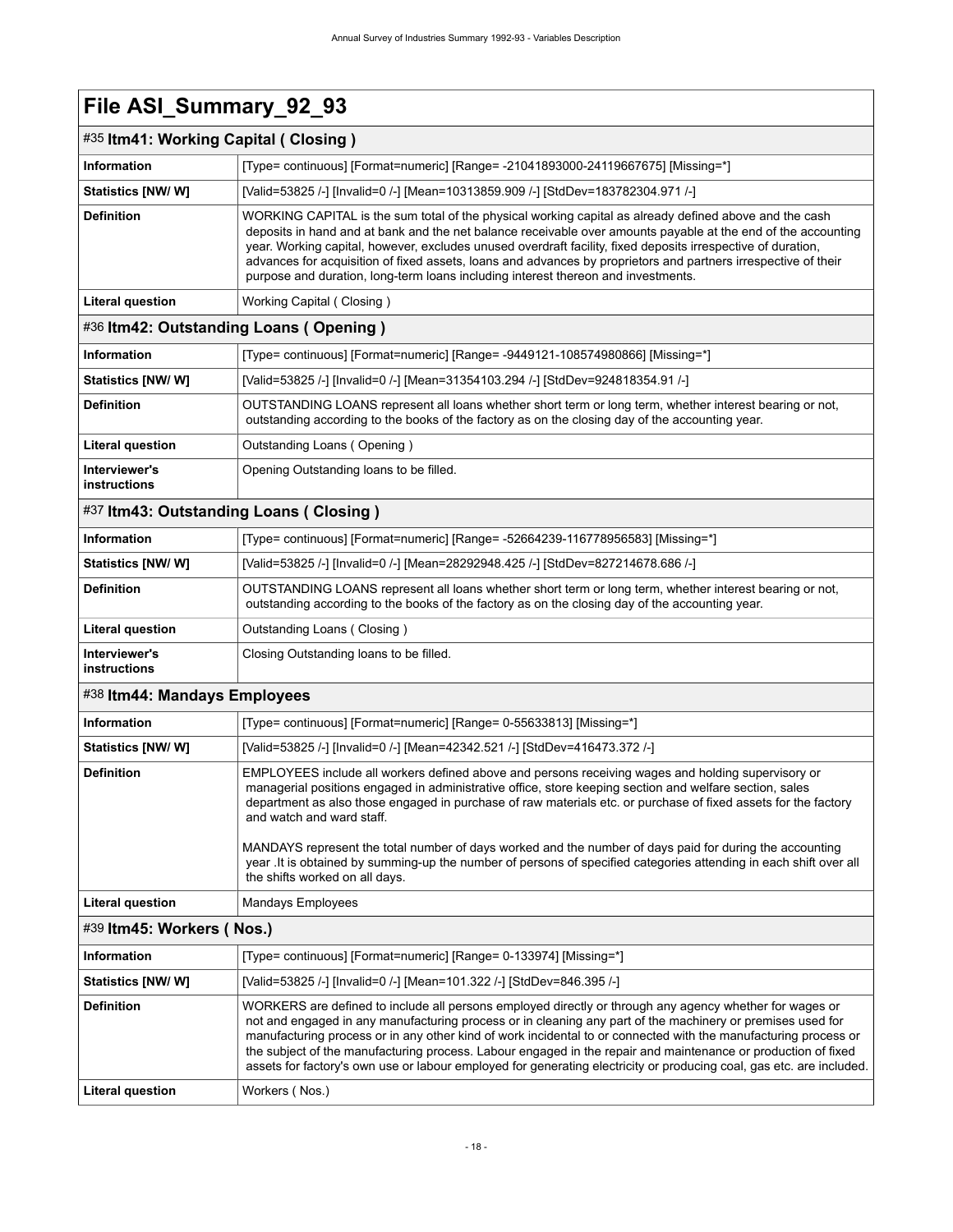# File ASI_Summary_92_93

## #35 Itm41: Working Capital ( Closing )

| | |
|---|---|
| **Information** | [Type= continuous] [Format=numeric] [Range= -21041893000-24119667675] [Missing=*] |
| **Statistics [NW/ W]** | [Valid=53825 /-] [Invalid=0 /-] [Mean=10313859.909 /-] [StdDev=183782304.971 /-] |
| **Definition** | WORKING CAPITAL is the sum total of the physical working capital as already defined above and the cash deposits in hand and at bank and the net balance receivable over amounts payable at the end of the accounting year. Working capital, however, excludes unused overdraft facility, fixed deposits irrespective of duration, advances for acquisition of fixed assets, loans and advances by proprietors and partners irrespective of their purpose and duration, long-term loans including interest thereon and investments. |
| **Literal question** | Working Capital ( Closing ) |

## #36 Itm42: Outstanding Loans ( Opening )

| | |
|---|---|
| **Information** | [Type= continuous] [Format=numeric] [Range= -9449121-108574980866] [Missing=*] |
| **Statistics [NW/ W]** | [Valid=53825 /-] [Invalid=0 /-] [Mean=31354103.294 /-] [StdDev=924818354.91 /-] |
| **Definition** | OUTSTANDING LOANS represent all loans whether short term or long term, whether interest bearing or not, outstanding according to the books of the factory as on the closing day of the accounting year. |
| **Literal question** | Outstanding Loans ( Opening ) |
| **Interviewer's instructions** | Opening Outstanding loans to be filled. |

## #37 Itm43: Outstanding Loans ( Closing )

| | |
|---|---|
| **Information** | [Type= continuous] [Format=numeric] [Range= -52664239-116778956583] [Missing=*] |
| **Statistics [NW/ W]** | [Valid=53825 /-] [Invalid=0 /-] [Mean=28292948.425 /-] [StdDev=827214678.686 /-] |
| **Definition** | OUTSTANDING LOANS represent all loans whether short term or long term, whether interest bearing or not, outstanding according to the books of the factory as on the closing day of the accounting year. |
| **Literal question** | Outstanding Loans ( Closing ) |
| **Interviewer's instructions** | Closing Outstanding loans to be filled. |

## #38 Itm44: Mandays Employees

| | |
|---|---|
| **Information** | [Type= continuous] [Format=numeric] [Range= 0-55633813] [Missing=*] |
| **Statistics [NW/ W]** | [Valid=53825 /-] [Invalid=0 /-] [Mean=42342.521 /-] [StdDev=416473.372 /-] |
| **Definition** | EMPLOYEES include all workers defined above and persons receiving wages and holding supervisory or managerial positions engaged in administrative office, store keeping section and welfare section, sales department as also those engaged in purchase of raw materials etc. or purchase of fixed assets for the factory and watch and ward staff. <br><br> MANDAYS represent the total number of days worked and the number of days paid for during the accounting year .It is obtained by summing-up the number of persons of specified categories attending in each shift over all the shifts worked on all days. |
| **Literal question** | Mandays Employees |

## #39 Itm45: Workers ( Nos.)

| | |
|---|---|
| **Information** | [Type= continuous] [Format=numeric] [Range= 0-133974] [Missing=*] |
| **Statistics [NW/ W]** | [Valid=53825 /-] [Invalid=0 /-] [Mean=101.322 /-] [StdDev=846.395 /-] |
| **Definition** | WORKERS are defined to include all persons employed directly or through any agency whether for wages or not and engaged in any manufacturing process or in cleaning any part of the machinery or premises used for manufacturing process or in any other kind of work incidental to or connected with the manufacturing process or the subject of the manufacturing process. Labour engaged in the repair and maintenance or production of fixed assets for factory's own use or labour employed for generating electricity or producing coal, gas etc. are included. |
| **Literal question** | Workers ( Nos.) |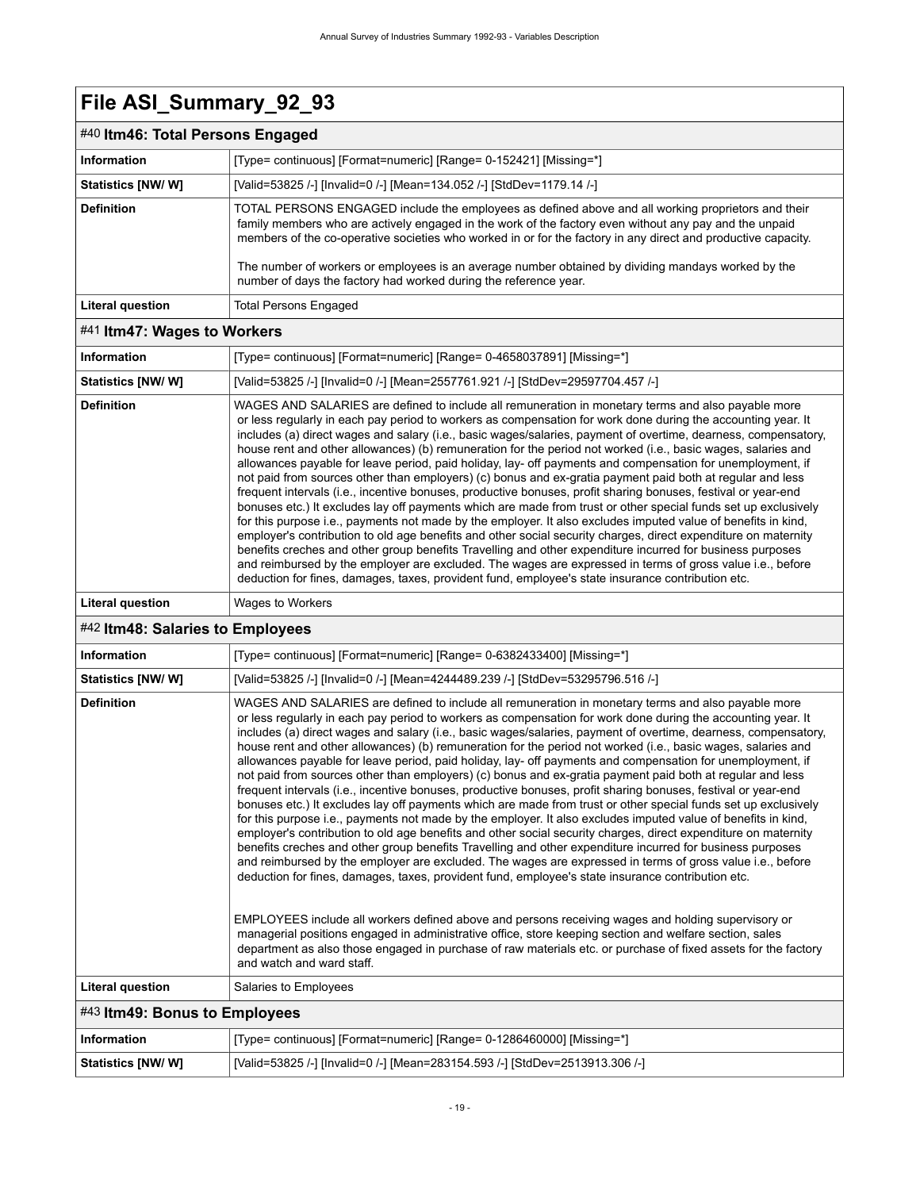# File ASI_Summary_92_93

## #40 Itm46: Total Persons Engaged

| | |
|---|---|
| **Information** | [Type= continuous] [Format=numeric] [Range= 0-152421] [Missing=*] |
| **Statistics [NW/ W]** | [Valid=53825 /-] [Invalid=0 /-] [Mean=134.052 /-] [StdDev=1179.14 /-] |
| **Definition** | TOTAL PERSONS ENGAGED include the employees as defined above and all working proprietors and their family members who are actively engaged in the work of the factory even without any pay and the unpaid members of the co-operative societies who worked in or for the factory in any direct and productive capacity.<br><br>The number of workers or employees is an average number obtained by dividing mandays worked by the number of days the factory had worked during the reference year. |
| **Literal question** | Total Persons Engaged |

## #41 Itm47: Wages to Workers

| | |
|---|---|
| **Information** | [Type= continuous] [Format=numeric] [Range= 0-4658037891] [Missing=*] |
| **Statistics [NW/ W]** | [Valid=53825 /-] [Invalid=0 /-] [Mean=2557761.921 /-] [StdDev=29597704.457 /-] |
| **Definition** | WAGES AND SALARIES are defined to include all remuneration in monetary terms and also payable more or less regularly in each pay period to workers as compensation for work done during the accounting year. It includes (a) direct wages and salary (i.e., basic wages/salaries, payment of overtime, dearness, compensatory, house rent and other allowances) (b) remuneration for the period not worked (i.e., basic wages, salaries and allowances payable for leave period, paid holiday, lay- off payments and compensation for unemployment, if not paid from sources other than employers) (c) bonus and ex-gratia payment paid both at regular and less frequent intervals (i.e., incentive bonuses, productive bonuses, profit sharing bonuses, festival or year-end bonuses etc.) It excludes lay off payments which are made from trust or other special funds set up exclusively for this purpose i.e., payments not made by the employer. It also excludes imputed value of benefits in kind, employer's contribution to old age benefits and other social security charges, direct expenditure on maternity benefits creches and other group benefits Travelling and other expenditure incurred for business purposes and reimbursed by the employer are excluded. The wages are expressed in terms of gross value i.e., before deduction for fines, damages, taxes, provident fund, employee's state insurance contribution etc. |
| **Literal question** | Wages to Workers |

## #42 Itm48: Salaries to Employees

| | |
|---|---|
| **Information** | [Type= continuous] [Format=numeric] [Range= 0-6382433400] [Missing=*] |
| **Statistics [NW/ W]** | [Valid=53825 /-] [Invalid=0 /-] [Mean=4244489.239 /-] [StdDev=53295796.516 /-] |
| **Definition** | WAGES AND SALARIES are defined to include all remuneration in monetary terms and also payable more or less regularly in each pay period to workers as compensation for work done during the accounting year. It includes (a) direct wages and salary (i.e., basic wages/salaries, payment of overtime, dearness, compensatory, house rent and other allowances) (b) remuneration for the period not worked (i.e., basic wages, salaries and allowances payable for leave period, paid holiday, lay- off payments and compensation for unemployment, if not paid from sources other than employers) (c) bonus and ex-gratia payment paid both at regular and less frequent intervals (i.e., incentive bonuses, productive bonuses, profit sharing bonuses, festival or year-end bonuses etc.) It excludes lay off payments which are made from trust or other special funds set up exclusively for this purpose i.e., payments not made by the employer. It also excludes imputed value of benefits in kind, employer's contribution to old age benefits and other social security charges, direct expenditure on maternity benefits creches and other group benefits Travelling and other expenditure incurred for business purposes and reimbursed by the employer are excluded. The wages are expressed in terms of gross value i.e., before deduction for fines, damages, taxes, provident fund, employee's state insurance contribution etc.<br><br>EMPLOYEES include all workers defined above and persons receiving wages and holding supervisory or managerial positions engaged in administrative office, store keeping section and welfare section, sales department as also those engaged in purchase of raw materials etc. or purchase of fixed assets for the factory and watch and ward staff. |
| **Literal question** | Salaries to Employees |

## #43 Itm49: Bonus to Employees

| | |
|---|---|
| **Information** | [Type= continuous] [Format=numeric] [Range= 0-1286460000] [Missing=*] |
| **Statistics [NW/ W]** | [Valid=53825 /-] [Invalid=0 /-] [Mean=283154.593 /-] [StdDev=2513913.306 /-] |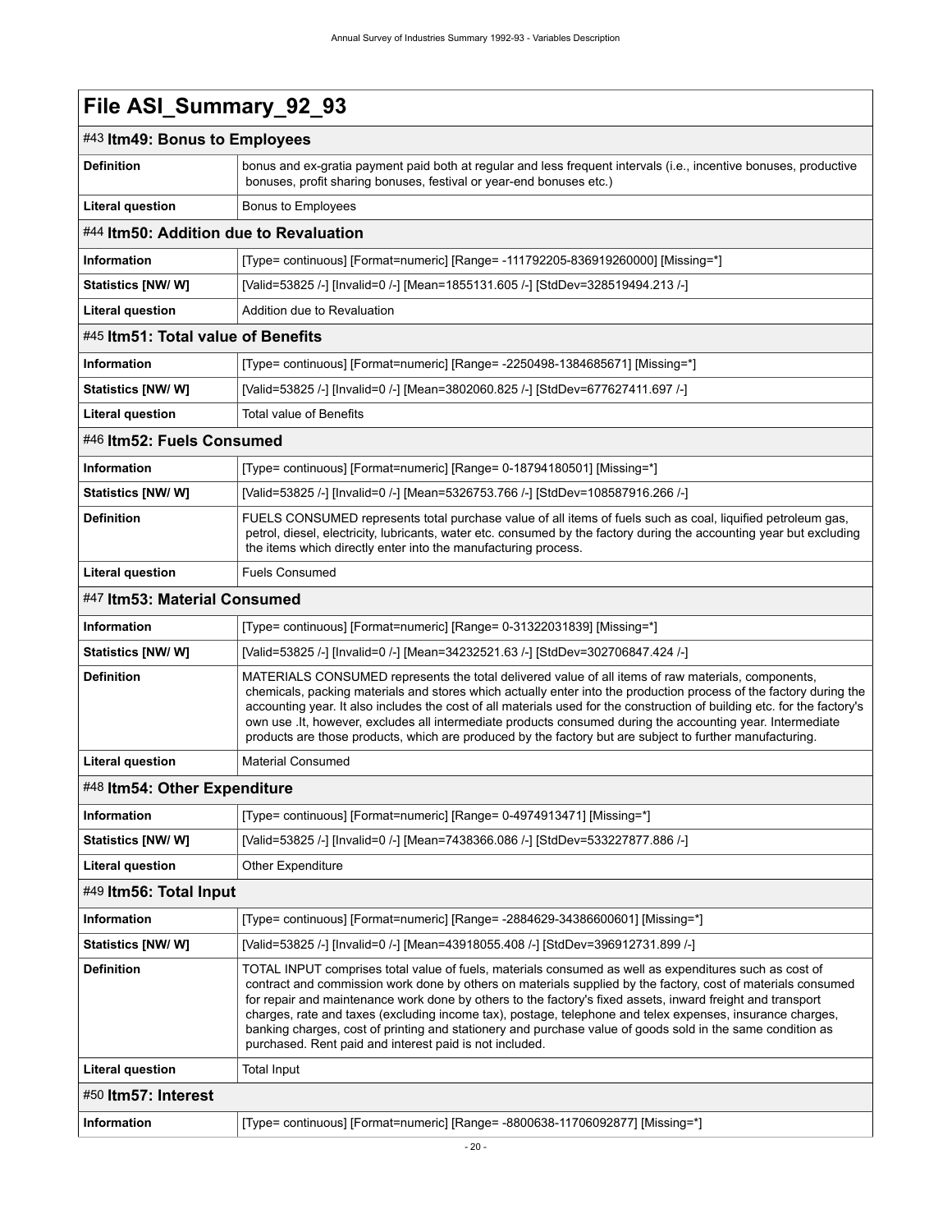# File ASI_Summary_92_93

## #43 Itm49: Bonus to Employees

| | |
|---|---|
| **Definition** | bonus and ex-gratia payment paid both at regular and less frequent intervals (i.e., incentive bonuses, productive bonuses, profit sharing bonuses, festival or year-end bonuses etc.) |
| **Literal question** | Bonus to Employees |

## #44 Itm50: Addition due to Revaluation

| | |
|---|---|
| **Information** | [Type= continuous] [Format=numeric] [Range= -111792205-836919260000] [Missing=*] |
| **Statistics [NW/ W]** | [Valid=53825 /-] [Invalid=0 /-] [Mean=1855131.605 /-] [StdDev=328519494.213 /-] |
| **Literal question** | Addition due to Revaluation |

## #45 Itm51: Total value of Benefits

| | |
|---|---|
| **Information** | [Type= continuous] [Format=numeric] [Range= -2250498-1384685671] [Missing=*] |
| **Statistics [NW/ W]** | [Valid=53825 /-] [Invalid=0 /-] [Mean=3802060.825 /-] [StdDev=677627411.697 /-] |
| **Literal question** | Total value of Benefits |

## #46 Itm52: Fuels Consumed

| | |
|---|---|
| **Information** | [Type= continuous] [Format=numeric] [Range= 0-18794180501] [Missing=*] |
| **Statistics [NW/ W]** | [Valid=53825 /-] [Invalid=0 /-] [Mean=5326753.766 /-] [StdDev=108587916.266 /-] |
| **Definition** | FUELS CONSUMED represents total purchase value of all items of fuels such as coal, liquified petroleum gas, petrol, diesel, electricity, lubricants, water etc. consumed by the factory during the accounting year but excluding the items which directly enter into the manufacturing process. |
| **Literal question** | Fuels Consumed |

## #47 Itm53: Material Consumed

| | |
|---|---|
| **Information** | [Type= continuous] [Format=numeric] [Range= 0-31322031839] [Missing=*] |
| **Statistics [NW/ W]** | [Valid=53825 /-] [Invalid=0 /-] [Mean=34232521.63 /-] [StdDev=302706847.424 /-] |
| **Definition** | MATERIALS CONSUMED represents the total delivered value of all items of raw materials, components, chemicals, packing materials and stores which actually enter into the production process of the factory during the accounting year. It also includes the cost of all materials used for the construction of building etc. for the factory's own use .It, however, excludes all intermediate products consumed during the accounting year. Intermediate products are those products, which are produced by the factory but are subject to further manufacturing. |
| **Literal question** | Material Consumed |

## #48 Itm54: Other Expenditure

| | |
|---|---|
| **Information** | [Type= continuous] [Format=numeric] [Range= 0-4974913471] [Missing=*] |
| **Statistics [NW/ W]** | [Valid=53825 /-] [Invalid=0 /-] [Mean=7438366.086 /-] [StdDev=533227877.886 /-] |
| **Literal question** | Other Expenditure |

## #49 Itm56: Total Input

| | |
|---|---|
| **Information** | [Type= continuous] [Format=numeric] [Range= -2884629-34386600601] [Missing=*] |
| **Statistics [NW/ W]** | [Valid=53825 /-] [Invalid=0 /-] [Mean=43918055.408 /-] [StdDev=396912731.899 /-] |
| **Definition** | TOTAL INPUT comprises total value of fuels, materials consumed as well as expenditures such as cost of contract and commission work done by others on materials supplied by the factory, cost of materials consumed for repair and maintenance work done by others to the factory's fixed assets, inward freight and transport charges, rate and taxes (excluding income tax), postage, telephone and telex expenses, insurance charges, banking charges, cost of printing and stationery and purchase value of goods sold in the same condition as purchased. Rent paid and interest paid is not included. |
| **Literal question** | Total Input |

## #50 Itm57: Interest

| | |
|---|---|
| **Information** | [Type= continuous] [Format=numeric] [Range= -8800638-11706092877] [Missing=*] |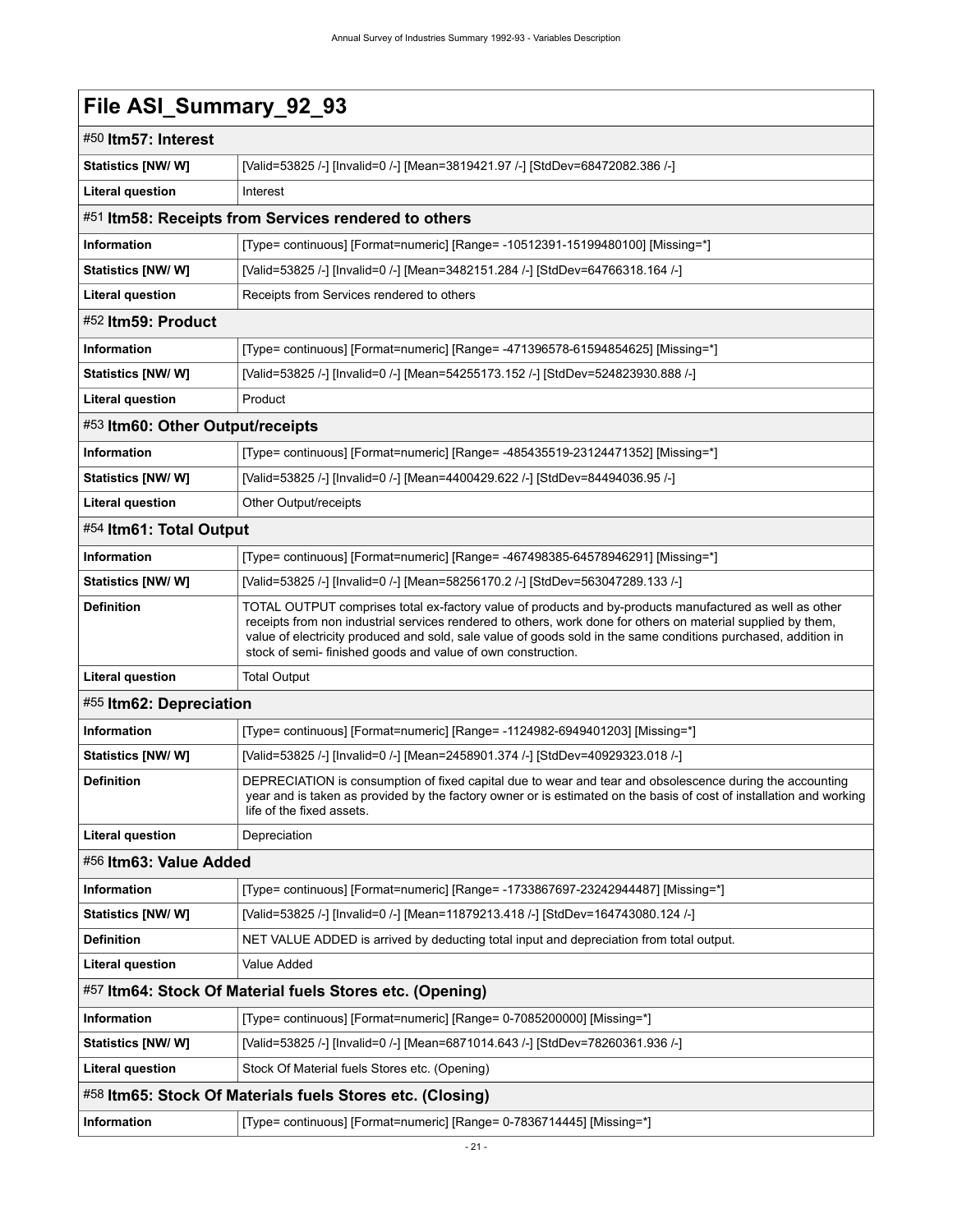# File ASI_Summary_92_93

## #50 Itm57: Interest

| | |
|---|---|
| **Statistics [NW/ W]** | [Valid=53825 /-] [Invalid=0 /-] [Mean=3819421.97 /-] [StdDev=68472082.386 /-] |
| **Literal question** | Interest |

## #51 Itm58: Receipts from Services rendered to others

| | |
|---|---|
| **Information** | [Type= continuous] [Format=numeric] [Range= -10512391-15199480100] [Missing=*] |
| **Statistics [NW/ W]** | [Valid=53825 /-] [Invalid=0 /-] [Mean=3482151.284 /-] [StdDev=64766318.164 /-] |
| **Literal question** | Receipts from Services rendered to others |

## #52 Itm59: Product

| | |
|---|---|
| **Information** | [Type= continuous] [Format=numeric] [Range= -471396578-61594854625] [Missing=*] |
| **Statistics [NW/ W]** | [Valid=53825 /-] [Invalid=0 /-] [Mean=54255173.152 /-] [StdDev=524823930.888 /-] |
| **Literal question** | Product |

## #53 Itm60: Other Output/receipts

| | |
|---|---|
| **Information** | [Type= continuous] [Format=numeric] [Range= -485435519-23124471352] [Missing=*] |
| **Statistics [NW/ W]** | [Valid=53825 /-] [Invalid=0 /-] [Mean=4400429.622 /-] [StdDev=84494036.95 /-] |
| **Literal question** | Other Output/receipts |

## #54 Itm61: Total Output

| | |
|---|---|
| **Information** | [Type= continuous] [Format=numeric] [Range= -467498385-64578946291] [Missing=*] |
| **Statistics [NW/ W]** | [Valid=53825 /-] [Invalid=0 /-] [Mean=58256170.2 /-] [StdDev=563047289.133 /-] |
| **Definition** | TOTAL OUTPUT comprises total ex-factory value of products and by-products manufactured as well as other receipts from non industrial services rendered to others, work done for others on material supplied by them, value of electricity produced and sold, sale value of goods sold in the same conditions purchased, addition in stock of semi- finished goods and value of own construction. |
| **Literal question** | Total Output |

## #55 Itm62: Depreciation

| | |
|---|---|
| **Information** | [Type= continuous] [Format=numeric] [Range= -1124982-6949401203] [Missing=*] |
| **Statistics [NW/ W]** | [Valid=53825 /-] [Invalid=0 /-] [Mean=2458901.374 /-] [StdDev=40929323.018 /-] |
| **Definition** | DEPRECIATION is consumption of fixed capital due to wear and tear and obsolescence during the accounting year and is taken as provided by the factory owner or is estimated on the basis of cost of installation and working life of the fixed assets. |
| **Literal question** | Depreciation |

## #56 Itm63: Value Added

| | |
|---|---|
| **Information** | [Type= continuous] [Format=numeric] [Range= -1733867697-23242944487] [Missing=*] |
| **Statistics [NW/ W]** | [Valid=53825 /-] [Invalid=0 /-] [Mean=11879213.418 /-] [StdDev=164743080.124 /-] |
| **Definition** | NET VALUE ADDED is arrived by deducting total input and depreciation from total output. |
| **Literal question** | Value Added |

## #57 Itm64: Stock Of Material fuels Stores etc. (Opening)

| | |
|---|---|
| **Information** | [Type= continuous] [Format=numeric] [Range= 0-7085200000] [Missing=*] |
| **Statistics [NW/ W]** | [Valid=53825 /-] [Invalid=0 /-] [Mean=6871014.643 /-] [StdDev=78260361.936 /-] |
| **Literal question** | Stock Of Material fuels Stores etc. (Opening) |

## #58 Itm65: Stock Of Materials fuels Stores etc. (Closing)

| | |
|---|---|
| **Information** | [Type= continuous] [Format=numeric] [Range= 0-7836714445] [Missing=*] |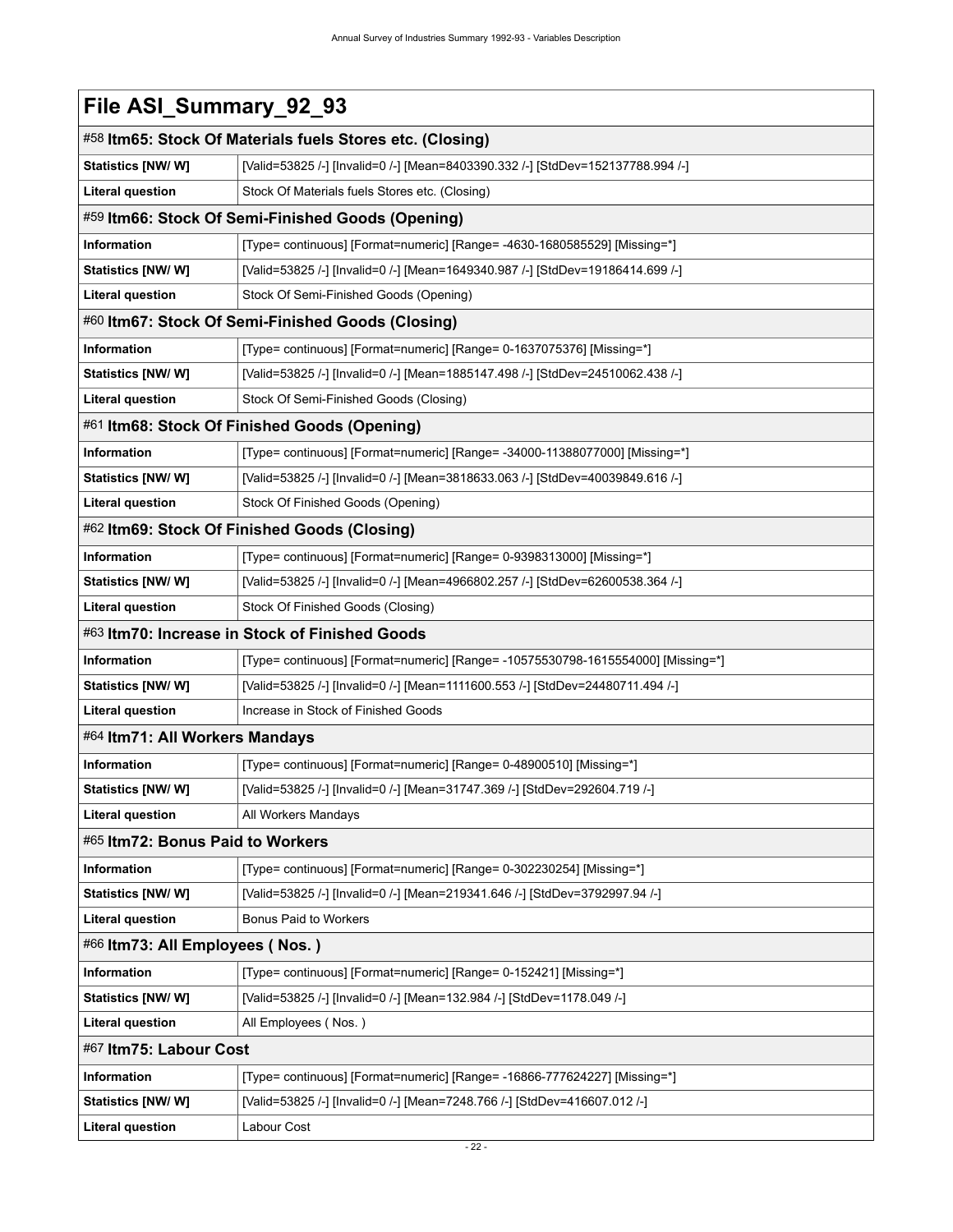# File ASI_Summary_92_93

## #58 Itm65: Stock Of Materials fuels Stores etc. (Closing)

| | |
|---|---|
| **Statistics [NW/ W]** | [Valid=53825 /-] [Invalid=0 /-] [Mean=8403390.332 /-] [StdDev=152137788.994 /-] |
| **Literal question** | Stock Of Materials fuels Stores etc. (Closing) |

## #59 Itm66: Stock Of Semi-Finished Goods (Opening)

| | |
|---|---|
| **Information** | [Type= continuous] [Format=numeric] [Range= -4630-1680585529] [Missing=*] |
| **Statistics [NW/ W]** | [Valid=53825 /-] [Invalid=0 /-] [Mean=1649340.987 /-] [StdDev=19186414.699 /-] |
| **Literal question** | Stock Of Semi-Finished Goods (Opening) |

## #60 Itm67: Stock Of Semi-Finished Goods (Closing)

| | |
|---|---|
| **Information** | [Type= continuous] [Format=numeric] [Range= 0-1637075376] [Missing=*] |
| **Statistics [NW/ W]** | [Valid=53825 /-] [Invalid=0 /-] [Mean=1885147.498 /-] [StdDev=24510062.438 /-] |
| **Literal question** | Stock Of Semi-Finished Goods (Closing) |

## #61 Itm68: Stock Of Finished Goods (Opening)

| | |
|---|---|
| **Information** | [Type= continuous] [Format=numeric] [Range= -34000-11388077000] [Missing=*] |
| **Statistics [NW/ W]** | [Valid=53825 /-] [Invalid=0 /-] [Mean=3818633.063 /-] [StdDev=40039849.616 /-] |
| **Literal question** | Stock Of Finished Goods (Opening) |

## #62 Itm69: Stock Of Finished Goods (Closing)

| | |
|---|---|
| **Information** | [Type= continuous] [Format=numeric] [Range= 0-9398313000] [Missing=*] |
| **Statistics [NW/ W]** | [Valid=53825 /-] [Invalid=0 /-] [Mean=4966802.257 /-] [StdDev=62600538.364 /-] |
| **Literal question** | Stock Of Finished Goods (Closing) |

## #63 Itm70: Increase in Stock of Finished Goods

| | |
|---|---|
| **Information** | [Type= continuous] [Format=numeric] [Range= -10575530798-1615554000] [Missing=*] |
| **Statistics [NW/ W]** | [Valid=53825 /-] [Invalid=0 /-] [Mean=1111600.553 /-] [StdDev=24480711.494 /-] |
| **Literal question** | Increase in Stock of Finished Goods |

## #64 Itm71: All Workers Mandays

| | |
|---|---|
| **Information** | [Type= continuous] [Format=numeric] [Range= 0-48900510] [Missing=*] |
| **Statistics [NW/ W]** | [Valid=53825 /-] [Invalid=0 /-] [Mean=31747.369 /-] [StdDev=292604.719 /-] |
| **Literal question** | All Workers Mandays |

## #65 Itm72: Bonus Paid to Workers

| | |
|---|---|
| **Information** | [Type= continuous] [Format=numeric] [Range= 0-302230254] [Missing=*] |
| **Statistics [NW/ W]** | [Valid=53825 /-] [Invalid=0 /-] [Mean=219341.646 /-] [StdDev=3792997.94 /-] |
| **Literal question** | Bonus Paid to Workers |

## #66 Itm73: All Employees ( Nos. )

| | |
|---|---|
| **Information** | [Type= continuous] [Format=numeric] [Range= 0-152421] [Missing=*] |
| **Statistics [NW/ W]** | [Valid=53825 /-] [Invalid=0 /-] [Mean=132.984 /-] [StdDev=1178.049 /-] |
| **Literal question** | All Employees ( Nos. ) |

## #67 Itm75: Labour Cost

| | |
|---|---|
| **Information** | [Type= continuous] [Format=numeric] [Range= -16866-777624227] [Missing=*] |
| **Statistics [NW/ W]** | [Valid=53825 /-] [Invalid=0 /-] [Mean=7248.766 /-] [StdDev=416607.012 /-] |
| **Literal question** | Labour Cost |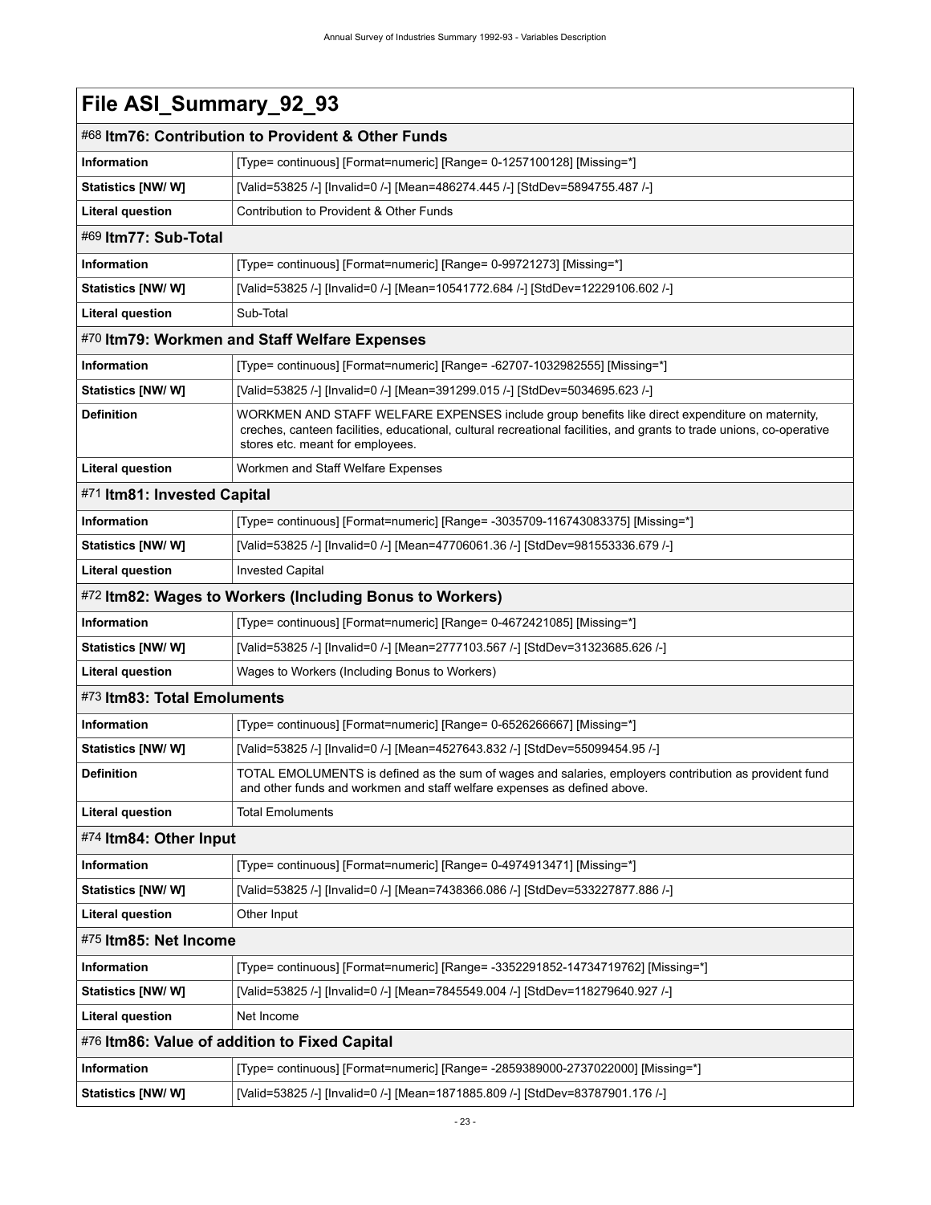# File ASI_Summary_92_93

## #68 Itm76: Contribution to Provident & Other Funds

| | |
|---|---|
| **Information** | [Type= continuous] [Format=numeric] [Range= 0-1257100128] [Missing=*] |
| **Statistics [NW/ W]** | [Valid=53825 /-] [Invalid=0 /-] [Mean=486274.445 /-] [StdDev=5894755.487 /-] |
| **Literal question** | Contribution to Provident & Other Funds |

## #69 Itm77: Sub-Total

| | |
|---|---|
| **Information** | [Type= continuous] [Format=numeric] [Range= 0-99721273] [Missing=*] |
| **Statistics [NW/ W]** | [Valid=53825 /-] [Invalid=0 /-] [Mean=10541772.684 /-] [StdDev=12229106.602 /-] |
| **Literal question** | Sub-Total |

## #70 Itm79: Workmen and Staff Welfare Expenses

| | |
|---|---|
| **Information** | [Type= continuous] [Format=numeric] [Range= -62707-1032982555] [Missing=*] |
| **Statistics [NW/ W]** | [Valid=53825 /-] [Invalid=0 /-] [Mean=391299.015 /-] [StdDev=5034695.623 /-] |
| **Definition** | WORKMEN AND STAFF WELFARE EXPENSES include group benefits like direct expenditure on maternity, creches, canteen facilities, educational, cultural recreational facilities, and grants to trade unions, co-operative stores etc. meant for employees. |
| **Literal question** | Workmen and Staff Welfare Expenses |

## #71 Itm81: Invested Capital

| | |
|---|---|
| **Information** | [Type= continuous] [Format=numeric] [Range= -3035709-116743083375] [Missing=*] |
| **Statistics [NW/ W]** | [Valid=53825 /-] [Invalid=0 /-] [Mean=47706061.36 /-] [StdDev=981553336.679 /-] |
| **Literal question** | Invested Capital |

## #72 Itm82: Wages to Workers (Including Bonus to Workers)

| | |
|---|---|
| **Information** | [Type= continuous] [Format=numeric] [Range= 0-4672421085] [Missing=*] |
| **Statistics [NW/ W]** | [Valid=53825 /-] [Invalid=0 /-] [Mean=2777103.567 /-] [StdDev=31323685.626 /-] |
| **Literal question** | Wages to Workers (Including Bonus to Workers) |

## #73 Itm83: Total Emoluments

| | |
|---|---|
| **Information** | [Type= continuous] [Format=numeric] [Range= 0-6526266667] [Missing=*] |
| **Statistics [NW/ W]** | [Valid=53825 /-] [Invalid=0 /-] [Mean=4527643.832 /-] [StdDev=55099454.95 /-] |
| **Definition** | TOTAL EMOLUMENTS is defined as the sum of wages and salaries, employers contribution as provident fund and other funds and workmen and staff welfare expenses as defined above. |
| **Literal question** | Total Emoluments |

## #74 Itm84: Other Input

| | |
|---|---|
| **Information** | [Type= continuous] [Format=numeric] [Range= 0-4974913471] [Missing=*] |
| **Statistics [NW/ W]** | [Valid=53825 /-] [Invalid=0 /-] [Mean=7438366.086 /-] [StdDev=533227877.886 /-] |
| **Literal question** | Other Input |

## #75 Itm85: Net Income

| | |
|---|---|
| **Information** | [Type= continuous] [Format=numeric] [Range= -3352291852-14734719762] [Missing=*] |
| **Statistics [NW/ W]** | [Valid=53825 /-] [Invalid=0 /-] [Mean=7845549.004 /-] [StdDev=118279640.927 /-] |
| **Literal question** | Net Income |

## #76 Itm86: Value of addition to Fixed Capital

| | |
|---|---|
| **Information** | [Type= continuous] [Format=numeric] [Range= -2859389000-2737022000] [Missing=*] |
| **Statistics [NW/ W]** | [Valid=53825 /-] [Invalid=0 /-] [Mean=1871885.809 /-] [StdDev=83787901.176 /-] |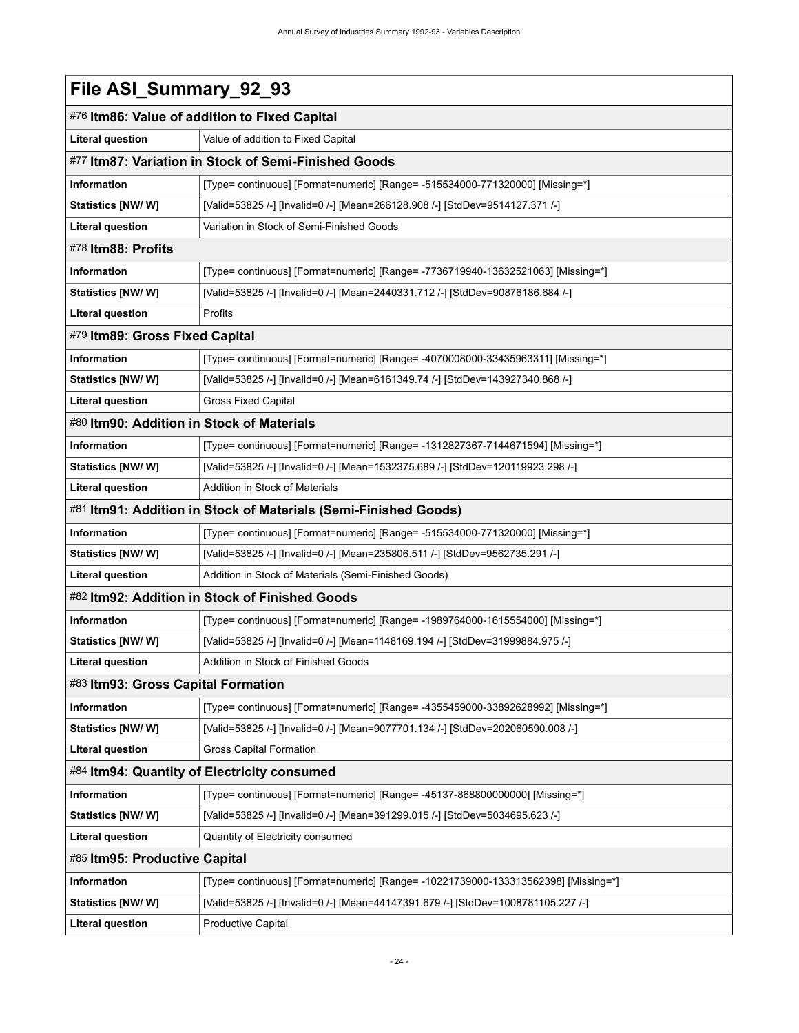# File ASI_Summary_92_93

## #76 Itm86: Value of addition to Fixed Capital

| | |
|---|---|
| **Literal question** | Value of addition to Fixed Capital |

## #77 Itm87: Variation in Stock of Semi-Finished Goods

| | |
|---|---|
| **Information** | [Type= continuous] [Format=numeric] [Range= -515534000-771320000] [Missing=*] |
| **Statistics [NW/ W]** | [Valid=53825 /-] [Invalid=0 /-] [Mean=266128.908 /-] [StdDev=9514127.371 /-] |
| **Literal question** | Variation in Stock of Semi-Finished Goods |

## #78 Itm88: Profits

| | |
|---|---|
| **Information** | [Type= continuous] [Format=numeric] [Range= -7736719940-13632521063] [Missing=*] |
| **Statistics [NW/ W]** | [Valid=53825 /-] [Invalid=0 /-] [Mean=2440331.712 /-] [StdDev=90876186.684 /-] |
| **Literal question** | Profits |

## #79 Itm89: Gross Fixed Capital

| | |
|---|---|
| **Information** | [Type= continuous] [Format=numeric] [Range= -4070008000-33435963311] [Missing=*] |
| **Statistics [NW/ W]** | [Valid=53825 /-] [Invalid=0 /-] [Mean=6161349.74 /-] [StdDev=143927340.868 /-] |
| **Literal question** | Gross Fixed Capital |

## #80 Itm90: Addition in Stock of Materials

| | |
|---|---|
| **Information** | [Type= continuous] [Format=numeric] [Range= -1312827367-7144671594] [Missing=*] |
| **Statistics [NW/ W]** | [Valid=53825 /-] [Invalid=0 /-] [Mean=1532375.689 /-] [StdDev=120119923.298 /-] |
| **Literal question** | Addition in Stock of Materials |

## #81 Itm91: Addition in Stock of Materials (Semi-Finished Goods)

| | |
|---|---|
| **Information** | [Type= continuous] [Format=numeric] [Range= -515534000-771320000] [Missing=*] |
| **Statistics [NW/ W]** | [Valid=53825 /-] [Invalid=0 /-] [Mean=235806.511 /-] [StdDev=9562735.291 /-] |
| **Literal question** | Addition in Stock of Materials (Semi-Finished Goods) |

## #82 Itm92: Addition in Stock of Finished Goods

| | |
|---|---|
| **Information** | [Type= continuous] [Format=numeric] [Range= -1989764000-1615554000] [Missing=*] |
| **Statistics [NW/ W]** | [Valid=53825 /-] [Invalid=0 /-] [Mean=1148169.194 /-] [StdDev=31999884.975 /-] |
| **Literal question** | Addition in Stock of Finished Goods |

## #83 Itm93: Gross Capital Formation

| | |
|---|---|
| **Information** | [Type= continuous] [Format=numeric] [Range= -4355459000-33892628992] [Missing=*] |
| **Statistics [NW/ W]** | [Valid=53825 /-] [Invalid=0 /-] [Mean=9077701.134 /-] [StdDev=202060590.008 /-] |
| **Literal question** | Gross Capital Formation |

## #84 Itm94: Quantity of Electricity consumed

| | |
|---|---|
| **Information** | [Type= continuous] [Format=numeric] [Range= -45137-868800000000] [Missing=*] |
| **Statistics [NW/ W]** | [Valid=53825 /-] [Invalid=0 /-] [Mean=391299.015 /-] [StdDev=5034695.623 /-] |
| **Literal question** | Quantity of Electricity consumed |

## #85 Itm95: Productive Capital

| | |
|---|---|
| **Information** | [Type= continuous] [Format=numeric] [Range= -10221739000-133313562398] [Missing=*] |
| **Statistics [NW/ W]** | [Valid=53825 /-] [Invalid=0 /-] [Mean=44147391.679 /-] [StdDev=1008781105.227 /-] |
| **Literal question** | Productive Capital |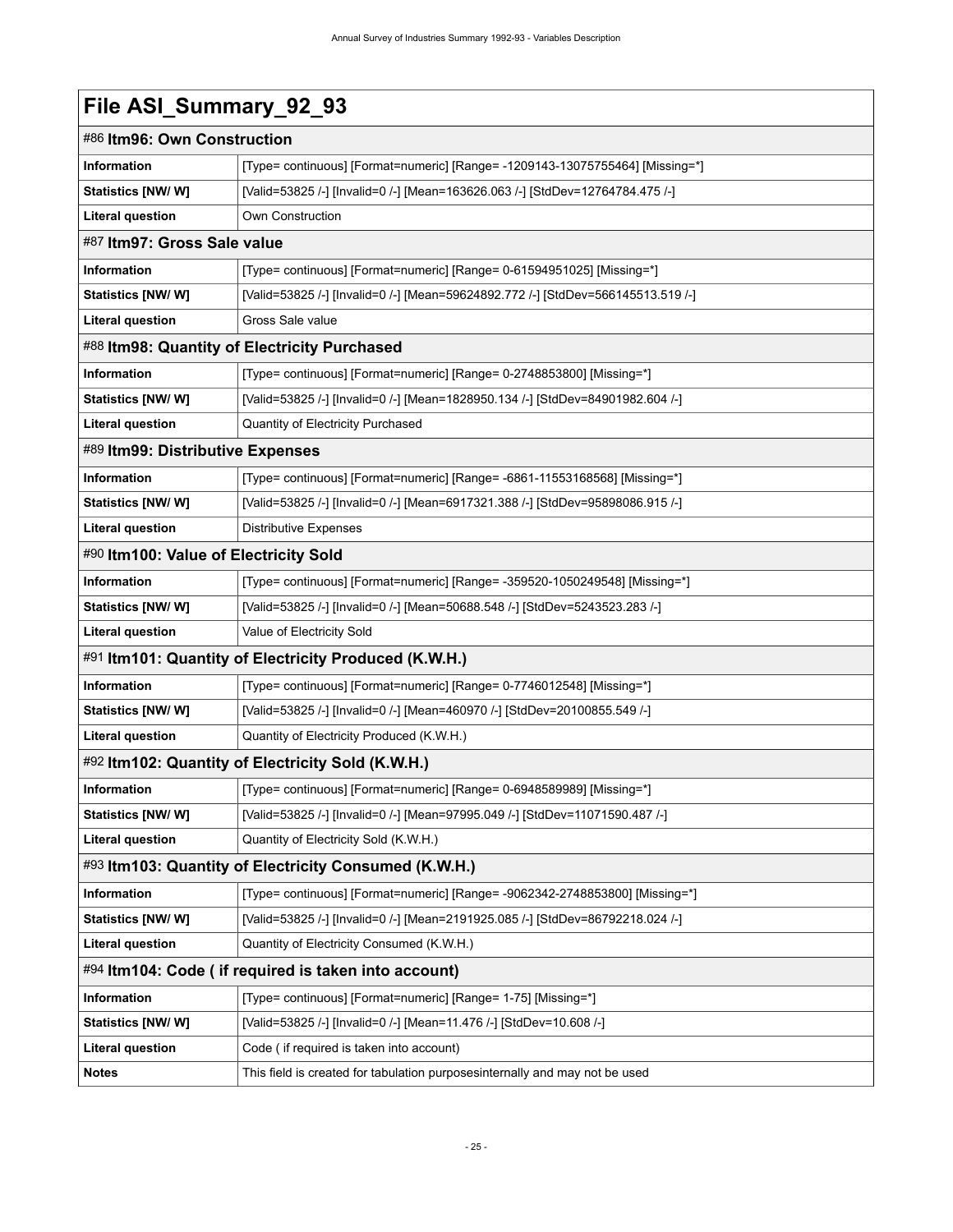# File ASI_Summary_92_93

## #86 Itm96: Own Construction

| | |
|---|---|
| **Information** | [Type= continuous] [Format=numeric] [Range= -1209143-13075755464] [Missing=*] |
| **Statistics [NW/ W]** | [Valid=53825 /-] [Invalid=0 /-] [Mean=163626.063 /-] [StdDev=12764784.475 /-] |
| **Literal question** | Own Construction |

## #87 Itm97: Gross Sale value

| | |
|---|---|
| **Information** | [Type= continuous] [Format=numeric] [Range= 0-61594951025] [Missing=*] |
| **Statistics [NW/ W]** | [Valid=53825 /-] [Invalid=0 /-] [Mean=59624892.772 /-] [StdDev=566145513.519 /-] |
| **Literal question** | Gross Sale value |

## #88 Itm98: Quantity of Electricity Purchased

| | |
|---|---|
| **Information** | [Type= continuous] [Format=numeric] [Range= 0-2748853800] [Missing=*] |
| **Statistics [NW/ W]** | [Valid=53825 /-] [Invalid=0 /-] [Mean=1828950.134 /-] [StdDev=84901982.604 /-] |
| **Literal question** | Quantity of Electricity Purchased |

## #89 Itm99: Distributive Expenses

| | |
|---|---|
| **Information** | [Type= continuous] [Format=numeric] [Range= -6861-11553168568] [Missing=*] |
| **Statistics [NW/ W]** | [Valid=53825 /-] [Invalid=0 /-] [Mean=6917321.388 /-] [StdDev=95898086.915 /-] |
| **Literal question** | Distributive Expenses |

## #90 Itm100: Value of Electricity Sold

| | |
|---|---|
| **Information** | [Type= continuous] [Format=numeric] [Range= -359520-1050249548] [Missing=*] |
| **Statistics [NW/ W]** | [Valid=53825 /-] [Invalid=0 /-] [Mean=50688.548 /-] [StdDev=5243523.283 /-] |
| **Literal question** | Value of Electricity Sold |

## #91 Itm101: Quantity of Electricity Produced (K.W.H.)

| | |
|---|---|
| **Information** | [Type= continuous] [Format=numeric] [Range= 0-7746012548] [Missing=*] |
| **Statistics [NW/ W]** | [Valid=53825 /-] [Invalid=0 /-] [Mean=460970 /-] [StdDev=20100855.549 /-] |
| **Literal question** | Quantity of Electricity Produced (K.W.H.) |

## #92 Itm102: Quantity of Electricity Sold (K.W.H.)

| | |
|---|---|
| **Information** | [Type= continuous] [Format=numeric] [Range= 0-6948589989] [Missing=*] |
| **Statistics [NW/ W]** | [Valid=53825 /-] [Invalid=0 /-] [Mean=97995.049 /-] [StdDev=11071590.487 /-] |
| **Literal question** | Quantity of Electricity Sold (K.W.H.) |

## #93 Itm103: Quantity of Electricity Consumed (K.W.H.)

| | |
|---|---|
| **Information** | [Type= continuous] [Format=numeric] [Range= -9062342-2748853800] [Missing=*] |
| **Statistics [NW/ W]** | [Valid=53825 /-] [Invalid=0 /-] [Mean=2191925.085 /-] [StdDev=86792218.024 /-] |
| **Literal question** | Quantity of Electricity Consumed (K.W.H.) |

## #94 Itm104: Code ( if required is taken into account)

| | |
|---|---|
| **Information** | [Type= continuous] [Format=numeric] [Range= 1-75] [Missing=*] |
| **Statistics [NW/ W]** | [Valid=53825 /-] [Invalid=0 /-] [Mean=11.476 /-] [StdDev=10.608 /-] |
| **Literal question** | Code ( if required is taken into account) |
| **Notes** | This field is created for tabulation purposesinternally and may not be used |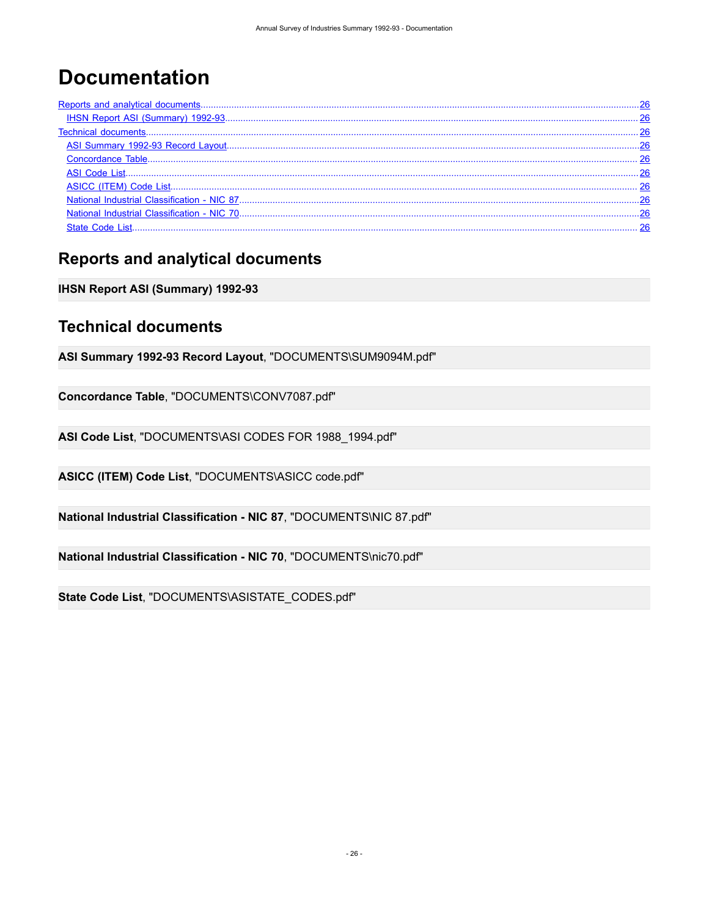# Documentation

- Reports and analytical documents ........ 26
  - IHSN Report ASI (Summary) 1992-93 ........ 26
- Technical documents ........ 26
  - ASI Summary 1992-93 Record Layout ........ 26
  - Concordance Table ........ 26
  - ASI Code List ........ 26
  - ASICC (ITEM) Code List ........ 26
  - National Industrial Classification - NIC 87 ........ 26
  - National Industrial Classification - NIC 70 ........ 26
  - State Code List ........ 26

## Reports and analytical documents

**IHSN Report ASI (Summary) 1992-93**

## Technical documents

**ASI Summary 1992-93 Record Layout**, "DOCUMENTS\SUM9094M.pdf"

**Concordance Table**, "DOCUMENTS\CONV7087.pdf"

**ASI Code List**, "DOCUMENTS\ASI CODES FOR 1988_1994.pdf"

**ASICC (ITEM) Code List**, "DOCUMENTS\ASICC code.pdf"

**National Industrial Classification - NIC 87**, "DOCUMENTS\NIC 87.pdf"

**National Industrial Classification - NIC 70**, "DOCUMENTS\nic70.pdf"

**State Code List**, "DOCUMENTS\ASISTATE_CODES.pdf"